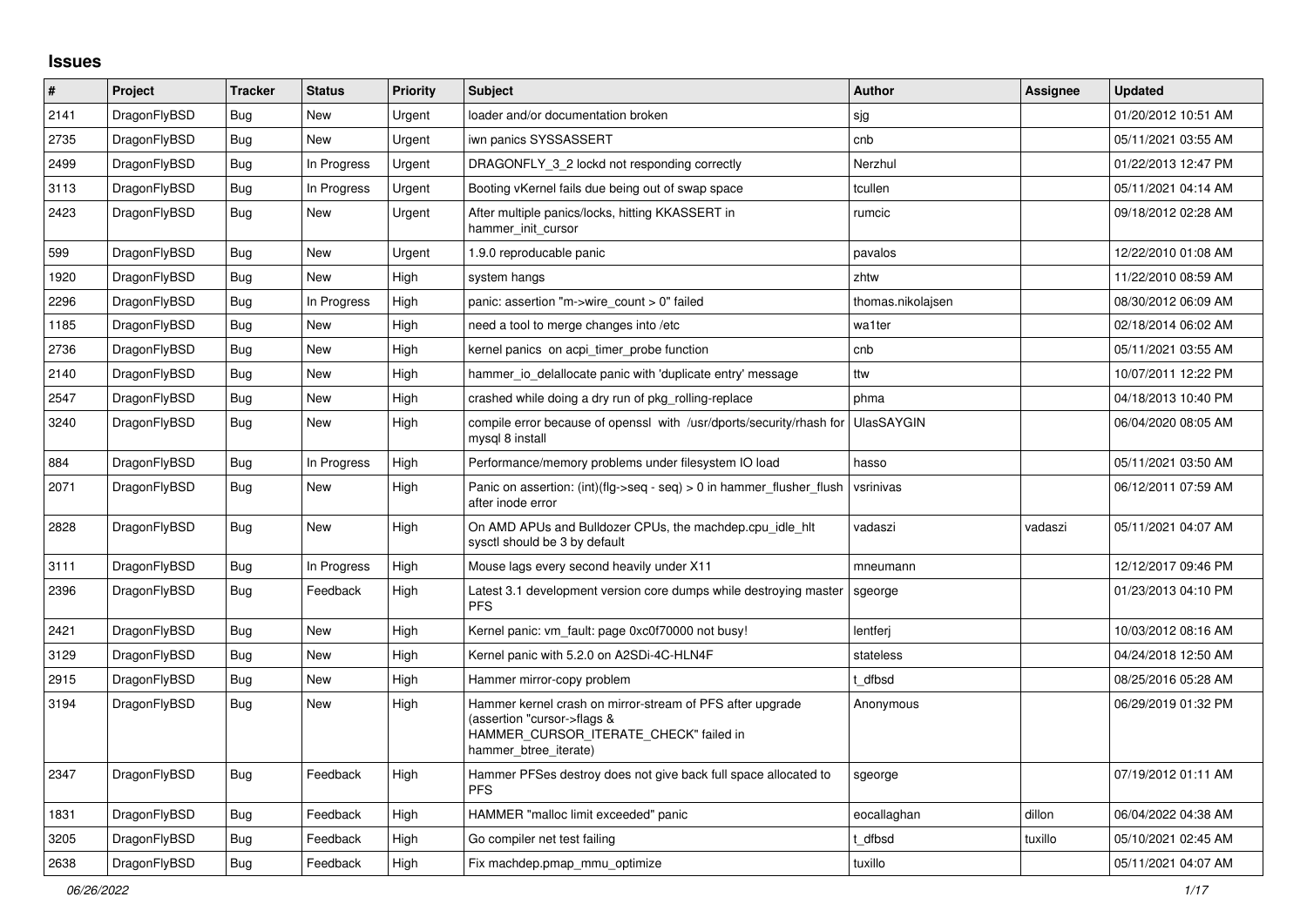# Issues

| # | Project | Tracker | Status | Priority | Subject | Author | Assignee | Updated |
|---|---|---|---|---|---|---|---|---|
| 2141 | DragonFlyBSD | Bug | New | Urgent | loader and/or documentation broken | sjg | | 01/20/2012 10:51 AM |
| 2735 | DragonFlyBSD | Bug | New | Urgent | iwn panics SYSSASSERT | cnb | | 05/11/2021 03:55 AM |
| 2499 | DragonFlyBSD | Bug | In Progress | Urgent | DRAGONFLY_3_2 lockd not responding correctly | Nerzhul | | 01/22/2013 12:47 PM |
| 3113 | DragonFlyBSD | Bug | In Progress | Urgent | Booting vKernel fails due being out of swap space | tcullen | | 05/11/2021 04:14 AM |
| 2423 | DragonFlyBSD | Bug | New | Urgent | After multiple panics/locks, hitting KKASSERT in hammer_init_cursor | rumcic | | 09/18/2012 02:28 AM |
| 599 | DragonFlyBSD | Bug | New | Urgent | 1.9.0 reproducable panic | pavalos | | 12/22/2010 01:08 AM |
| 1920 | DragonFlyBSD | Bug | New | High | system hangs | zhtw | | 11/22/2010 08:59 AM |
| 2296 | DragonFlyBSD | Bug | In Progress | High | panic: assertion "m->wire_count > 0" failed | thomas.nikolajsen | | 08/30/2012 06:09 AM |
| 1185 | DragonFlyBSD | Bug | New | High | need a tool to merge changes into /etc | wa1ter | | 02/18/2014 06:02 AM |
| 2736 | DragonFlyBSD | Bug | New | High | kernel panics on acpi_timer_probe function | cnb | | 05/11/2021 03:55 AM |
| 2140 | DragonFlyBSD | Bug | New | High | hammer_io_delallocate panic with 'duplicate entry' message | ttw | | 10/07/2011 12:22 PM |
| 2547 | DragonFlyBSD | Bug | New | High | crashed while doing a dry run of pkg_rolling-replace | phma | | 04/18/2013 10:40 PM |
| 3240 | DragonFlyBSD | Bug | New | High | compile error because of openssl with /usr/dports/security/rhash for mysql 8 install | UlasSAYGIN | | 06/04/2020 08:05 AM |
| 884 | DragonFlyBSD | Bug | In Progress | High | Performance/memory problems under filesystem IO load | hasso | | 05/11/2021 03:50 AM |
| 2071 | DragonFlyBSD | Bug | New | High | Panic on assertion: (int)(flg->seq - seq) > 0 in hammer_flusher_flush after inode error | vsrinivas | | 06/12/2011 07:59 AM |
| 2828 | DragonFlyBSD | Bug | New | High | On AMD APUs and Bulldozer CPUs, the machdep.cpu_idle_hlt sysctl should be 3 by default | vadaszi | vadaszi | 05/11/2021 04:07 AM |
| 3111 | DragonFlyBSD | Bug | In Progress | High | Mouse lags every second heavily under X11 | mneumann | | 12/12/2017 09:46 PM |
| 2396 | DragonFlyBSD | Bug | Feedback | High | Latest 3.1 development version core dumps while destroying master PFS | sgeorge | | 01/23/2013 04:10 PM |
| 2421 | DragonFlyBSD | Bug | New | High | Kernel panic: vm_fault: page 0xc0f70000 not busy! | lentferj | | 10/03/2012 08:16 AM |
| 3129 | DragonFlyBSD | Bug | New | High | Kernel panic with 5.2.0 on A2SDi-4C-HLN4F | stateless | | 04/24/2018 12:50 AM |
| 2915 | DragonFlyBSD | Bug | New | High | Hammer mirror-copy problem | t_dfbsd | | 08/25/2016 05:28 AM |
| 3194 | DragonFlyBSD | Bug | New | High | Hammer kernel crash on mirror-stream of PFS after upgrade (assertion "cursor->flags & HAMMER_CURSOR_ITERATE_CHECK" failed in hammer_btree_iterate) | Anonymous | | 06/29/2019 01:32 PM |
| 2347 | DragonFlyBSD | Bug | Feedback | High | Hammer PFSes destroy does not give back full space allocated to PFS | sgeorge | | 07/19/2012 01:11 AM |
| 1831 | DragonFlyBSD | Bug | Feedback | High | HAMMER "malloc limit exceeded" panic | eocallaghan | dillon | 06/04/2022 04:38 AM |
| 3205 | DragonFlyBSD | Bug | Feedback | High | Go compiler net test failing | t_dfbsd | tuxillo | 05/10/2021 02:45 AM |
| 2638 | DragonFlyBSD | Bug | Feedback | High | Fix machdep.pmap_mmu_optimize | tuxillo | | 05/11/2021 04:07 AM |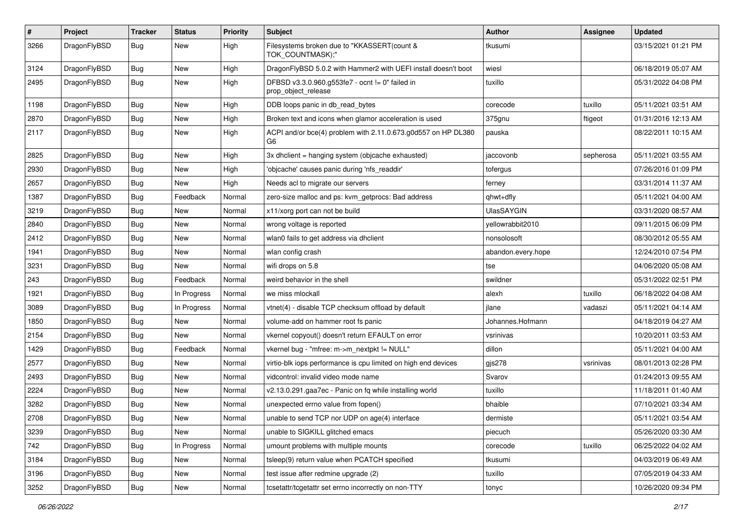| # | Project | Tracker | Status | Priority | Subject | Author | Assignee | Updated |
|---|---|---|---|---|---|---|---|---|
| 3266 | DragonFlyBSD | Bug | New | High | Filesystems broken due to "KKASSERT(count & TOK_COUNTMASK);" | tkusumi | | 03/15/2021 01:21 PM |
| 3124 | DragonFlyBSD | Bug | New | High | DragonFlyBSD 5.0.2 with Hammer2 with UEFI install doesn't boot | wiesl | | 06/18/2019 05:07 AM |
| 2495 | DragonFlyBSD | Bug | New | High | DFBSD v3.3.0.960.g553fe7 - ocnt != 0" failed in prop_object_release | tuxillo | | 05/31/2022 04:08 PM |
| 1198 | DragonFlyBSD | Bug | New | High | DDB loops panic in db_read_bytes | corecode | tuxillo | 05/11/2021 03:51 AM |
| 2870 | DragonFlyBSD | Bug | New | High | Broken text and icons when glamor acceleration is used | 375gnu | ftigeot | 01/31/2016 12:13 AM |
| 2117 | DragonFlyBSD | Bug | New | High | ACPI and/or bce(4) problem with 2.11.0.673.g0d557 on HP DL380 G6 | pauska | | 08/22/2011 10:15 AM |
| 2825 | DragonFlyBSD | Bug | New | High | 3x dhclient = hanging system (objcache exhausted) | jaccovonb | sepherosa | 05/11/2021 03:55 AM |
| 2930 | DragonFlyBSD | Bug | New | High | 'objcache' causes panic during 'nfs_readdir' | tofergus | | 07/26/2016 01:09 PM |
| 2657 | DragonFlyBSD | Bug | New | High | Needs acl to migrate our servers | ferney | | 03/31/2014 11:37 AM |
| 1387 | DragonFlyBSD | Bug | Feedback | Normal | zero-size malloc and ps: kvm_getprocs: Bad address | qhwt+dfly | | 05/11/2021 04:00 AM |
| 3219 | DragonFlyBSD | Bug | New | Normal | x11/xorg port can not be build | UlasSAYGIN | | 03/31/2020 08:57 AM |
| 2840 | DragonFlyBSD | Bug | New | Normal | wrong voltage is reported | yellowrabbit2010 | | 09/11/2015 06:09 PM |
| 2412 | DragonFlyBSD | Bug | New | Normal | wlan0 fails to get address via dhclient | nonsolosoft | | 08/30/2012 05:55 AM |
| 1941 | DragonFlyBSD | Bug | New | Normal | wlan config crash | abandon.every.hope | | 12/24/2010 07:54 PM |
| 3231 | DragonFlyBSD | Bug | New | Normal | wifi drops on 5.8 | tse | | 04/06/2020 05:08 AM |
| 243 | DragonFlyBSD | Bug | Feedback | Normal | weird behavior in the shell | swildner | | 05/31/2022 02:51 PM |
| 1921 | DragonFlyBSD | Bug | In Progress | Normal | we miss mlockall | alexh | tuxillo | 06/18/2022 04:08 AM |
| 3089 | DragonFlyBSD | Bug | In Progress | Normal | vtnet(4) - disable TCP checksum offload by default | jlane | vadaszi | 05/11/2021 04:14 AM |
| 1850 | DragonFlyBSD | Bug | New | Normal | volume-add on hammer root fs panic | Johannes.Hofmann | | 04/18/2019 04:27 AM |
| 2154 | DragonFlyBSD | Bug | New | Normal | vkernel copyout() doesn't return EFAULT on error | vsrinivas | | 10/20/2011 03:53 AM |
| 1429 | DragonFlyBSD | Bug | Feedback | Normal | vkernel bug - "mfree: m->m_nextpkt != NULL" | dillon | | 05/11/2021 04:00 AM |
| 2577 | DragonFlyBSD | Bug | New | Normal | virtio-blk iops performance is cpu limited on high end devices | gjs278 | vsrinivas | 08/01/2013 02:28 PM |
| 2493 | DragonFlyBSD | Bug | New | Normal | vidcontrol: invalid video mode name | Svarov | | 01/24/2013 09:55 AM |
| 2224 | DragonFlyBSD | Bug | New | Normal | v2.13.0.291.gaa7ec - Panic on fq while installing world | tuxillo | | 11/18/2011 01:40 AM |
| 3282 | DragonFlyBSD | Bug | New | Normal | unexpected errno value from fopen() | bhaible | | 07/10/2021 03:34 AM |
| 2708 | DragonFlyBSD | Bug | New | Normal | unable to send TCP nor UDP on age(4) interface | dermiste | | 05/11/2021 03:54 AM |
| 3239 | DragonFlyBSD | Bug | New | Normal | unable to SIGKILL glitched emacs | piecuch | | 05/26/2020 03:30 AM |
| 742 | DragonFlyBSD | Bug | In Progress | Normal | umount problems with multiple mounts | corecode | tuxillo | 06/25/2022 04:02 AM |
| 3184 | DragonFlyBSD | Bug | New | Normal | tsleep(9) return value when PCATCH specified | tkusumi | | 04/03/2019 06:49 AM |
| 3196 | DragonFlyBSD | Bug | New | Normal | test issue after redmine upgrade (2) | tuxillo | | 07/05/2019 04:33 AM |
| 3252 | DragonFlyBSD | Bug | New | Normal | tcsetattr/tcgetattr set errno incorrectly on non-TTY | tonyc | | 10/26/2020 09:34 PM |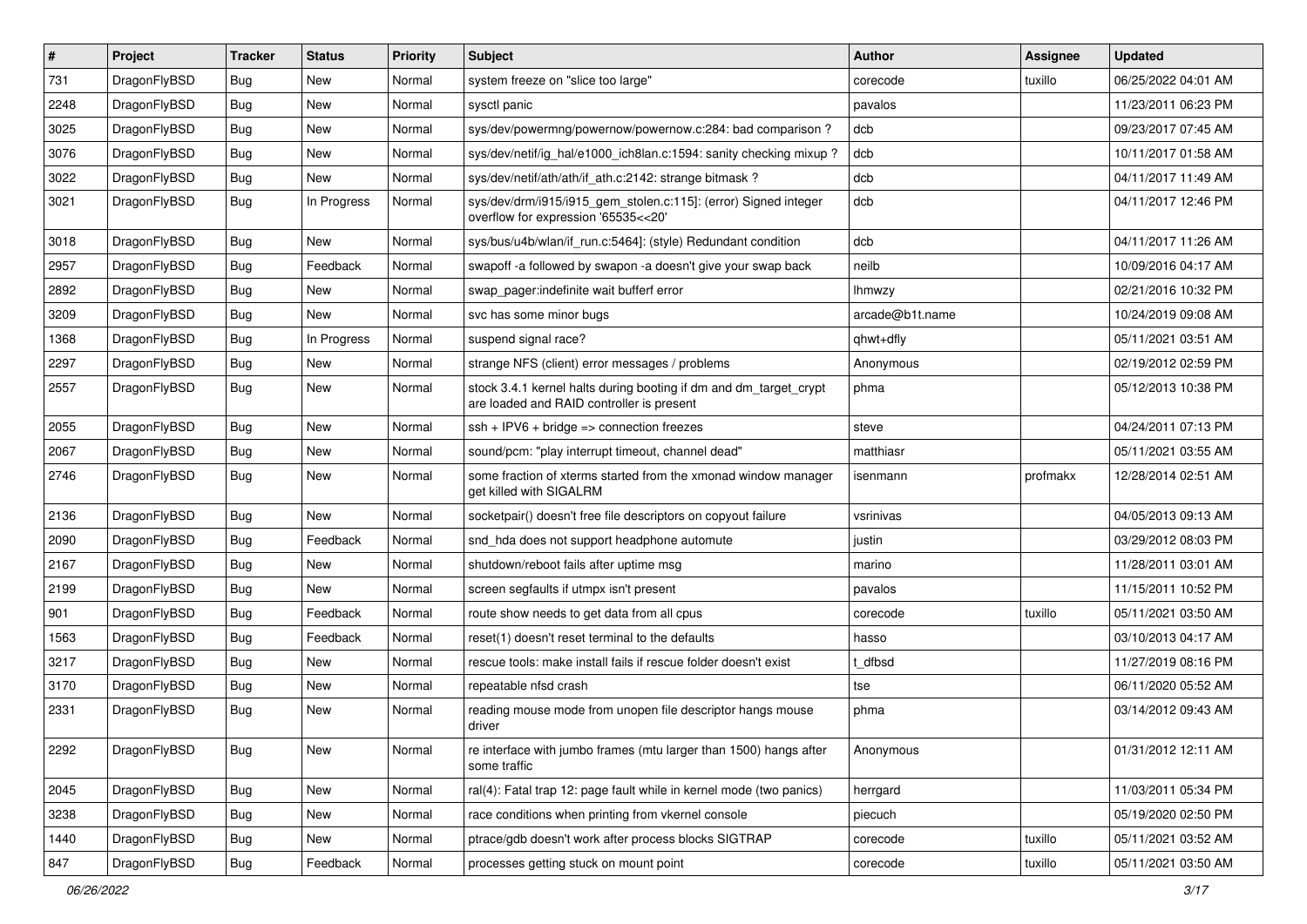| # | Project | Tracker | Status | Priority | Subject | Author | Assignee | Updated |
|---|---|---|---|---|---|---|---|---|
| 731 | DragonFlyBSD | Bug | New | Normal | system freeze on "slice too large" | corecode | tuxillo | 06/25/2022 04:01 AM |
| 2248 | DragonFlyBSD | Bug | New | Normal | sysctl panic | pavalos | | 11/23/2011 06:23 PM |
| 3025 | DragonFlyBSD | Bug | New | Normal | sys/dev/powermng/powernow/powernow.c:284: bad comparison ? | dcb | | 09/23/2017 07:45 AM |
| 3076 | DragonFlyBSD | Bug | New | Normal | sys/dev/netif/ig_hal/e1000_ich8lan.c:1594: sanity checking mixup ? | dcb | | 10/11/2017 01:58 AM |
| 3022 | DragonFlyBSD | Bug | New | Normal | sys/dev/netif/ath/ath/if_ath.c:2142: strange bitmask ? | dcb | | 04/11/2017 11:49 AM |
| 3021 | DragonFlyBSD | Bug | In Progress | Normal | sys/dev/drm/i915/i915_gem_stolen.c:115]: (error) Signed integer overflow for expression '65535<<20' | dcb | | 04/11/2017 12:46 PM |
| 3018 | DragonFlyBSD | Bug | New | Normal | sys/bus/u4b/wlan/if_run.c:5464]: (style) Redundant condition | dcb | | 04/11/2017 11:26 AM |
| 2957 | DragonFlyBSD | Bug | Feedback | Normal | swapoff -a followed by swapon -a doesn't give your swap back | neilb | | 10/09/2016 04:17 AM |
| 2892 | DragonFlyBSD | Bug | New | Normal | swap_pager:indefinite wait bufferf error | lhmwzy | | 02/21/2016 10:32 PM |
| 3209 | DragonFlyBSD | Bug | New | Normal | svc has some minor bugs | arcade@b1t.name | | 10/24/2019 09:08 AM |
| 1368 | DragonFlyBSD | Bug | In Progress | Normal | suspend signal race? | qhwt+dfly | | 05/11/2021 03:51 AM |
| 2297 | DragonFlyBSD | Bug | New | Normal | strange NFS (client) error messages / problems | Anonymous | | 02/19/2012 02:59 PM |
| 2557 | DragonFlyBSD | Bug | New | Normal | stock 3.4.1 kernel halts during booting if dm and dm_target_crypt are loaded and RAID controller is present | phma | | 05/12/2013 10:38 PM |
| 2055 | DragonFlyBSD | Bug | New | Normal | ssh + IPV6 + bridge => connection freezes | steve | | 04/24/2011 07:13 PM |
| 2067 | DragonFlyBSD | Bug | New | Normal | sound/pcm: "play interrupt timeout, channel dead" | matthiasr | | 05/11/2021 03:55 AM |
| 2746 | DragonFlyBSD | Bug | New | Normal | some fraction of xterms started from the xmonad window manager get killed with SIGALRM | isenmann | profmakx | 12/28/2014 02:51 AM |
| 2136 | DragonFlyBSD | Bug | New | Normal | socketpair() doesn't free file descriptors on copyout failure | vsrinivas | | 04/05/2013 09:13 AM |
| 2090 | DragonFlyBSD | Bug | Feedback | Normal | snd_hda does not support headphone automute | justin | | 03/29/2012 08:03 PM |
| 2167 | DragonFlyBSD | Bug | New | Normal | shutdown/reboot fails after uptime msg | marino | | 11/28/2011 03:01 AM |
| 2199 | DragonFlyBSD | Bug | New | Normal | screen segfaults if utmpx isn't present | pavalos | | 11/15/2011 10:52 PM |
| 901 | DragonFlyBSD | Bug | Feedback | Normal | route show needs to get data from all cpus | corecode | tuxillo | 05/11/2021 03:50 AM |
| 1563 | DragonFlyBSD | Bug | Feedback | Normal | reset(1) doesn't reset terminal to the defaults | hasso | | 03/10/2013 04:17 AM |
| 3217 | DragonFlyBSD | Bug | New | Normal | rescue tools: make install fails if rescue folder doesn't exist | t_dfbsd | | 11/27/2019 08:16 PM |
| 3170 | DragonFlyBSD | Bug | New | Normal | repeatable nfsd crash | tse | | 06/11/2020 05:52 AM |
| 2331 | DragonFlyBSD | Bug | New | Normal | reading mouse mode from unopen file descriptor hangs mouse driver | phma | | 03/14/2012 09:43 AM |
| 2292 | DragonFlyBSD | Bug | New | Normal | re interface with jumbo frames (mtu larger than 1500) hangs after some traffic | Anonymous | | 01/31/2012 12:11 AM |
| 2045 | DragonFlyBSD | Bug | New | Normal | ral(4): Fatal trap 12: page fault while in kernel mode (two panics) | herrgard | | 11/03/2011 05:34 PM |
| 3238 | DragonFlyBSD | Bug | New | Normal | race conditions when printing from vkernel console | piecuch | | 05/19/2020 02:50 PM |
| 1440 | DragonFlyBSD | Bug | New | Normal | ptrace/gdb doesn't work after process blocks SIGTRAP | corecode | tuxillo | 05/11/2021 03:52 AM |
| 847 | DragonFlyBSD | Bug | Feedback | Normal | processes getting stuck on mount point | corecode | tuxillo | 05/11/2021 03:50 AM |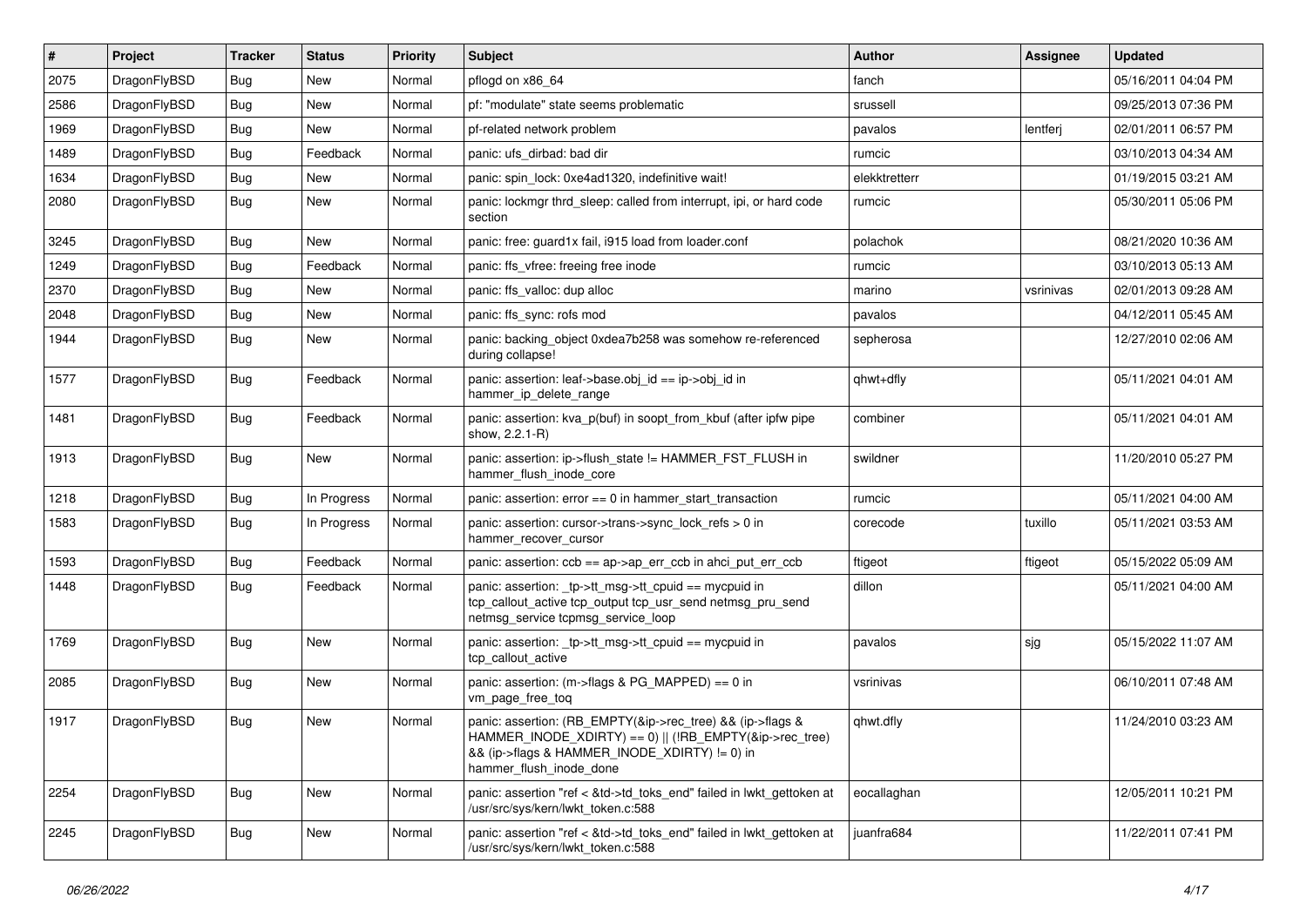| # | Project | Tracker | Status | Priority | Subject | Author | Assignee | Updated |
|---|---|---|---|---|---|---|---|---|
| 2075 | DragonFlyBSD | Bug | New | Normal | pflogd on x86_64 | fanch | | 05/16/2011 04:04 PM |
| 2586 | DragonFlyBSD | Bug | New | Normal | pf: "modulate" state seems problematic | srussell | | 09/25/2013 07:36 PM |
| 1969 | DragonFlyBSD | Bug | New | Normal | pf-related network problem | pavalos | lentferj | 02/01/2011 06:57 PM |
| 1489 | DragonFlyBSD | Bug | Feedback | Normal | panic: ufs_dirbad: bad dir | rumcic | | 03/10/2013 04:34 AM |
| 1634 | DragonFlyBSD | Bug | New | Normal | panic: spin_lock: 0xe4ad1320, indefinitive wait! | elekktretterr | | 01/19/2015 03:21 AM |
| 2080 | DragonFlyBSD | Bug | New | Normal | panic: lockmgr thrd_sleep: called from interrupt, ipi, or hard code section | rumcic | | 05/30/2011 05:06 PM |
| 3245 | DragonFlyBSD | Bug | New | Normal | panic: free: guard1x fail, i915 load from loader.conf | polachok | | 08/21/2020 10:36 AM |
| 1249 | DragonFlyBSD | Bug | Feedback | Normal | panic: ffs_vfree: freeing free inode | rumcic | | 03/10/2013 05:13 AM |
| 2370 | DragonFlyBSD | Bug | New | Normal | panic: ffs_valloc: dup alloc | marino | vsrinivas | 02/01/2013 09:28 AM |
| 2048 | DragonFlyBSD | Bug | New | Normal | panic: ffs_sync: rofs mod | pavalos | | 04/12/2011 05:45 AM |
| 1944 | DragonFlyBSD | Bug | New | Normal | panic: backing_object 0xdea7b258 was somehow re-referenced during collapse! | sepherosa | | 12/27/2010 02:06 AM |
| 1577 | DragonFlyBSD | Bug | Feedback | Normal | panic: assertion: leaf->base.obj_id == ip->obj_id in hammer_ip_delete_range | qhwt+dfly | | 05/11/2021 04:01 AM |
| 1481 | DragonFlyBSD | Bug | Feedback | Normal | panic: assertion: kva_p(buf) in soopt_from_kbuf (after ipfw pipe show, 2.2.1-R) | combiner | | 05/11/2021 04:01 AM |
| 1913 | DragonFlyBSD | Bug | New | Normal | panic: assertion: ip->flush_state != HAMMER_FST_FLUSH in hammer_flush_inode_core | swildner | | 11/20/2010 05:27 PM |
| 1218 | DragonFlyBSD | Bug | In Progress | Normal | panic: assertion: error == 0 in hammer_start_transaction | rumcic | | 05/11/2021 04:00 AM |
| 1583 | DragonFlyBSD | Bug | In Progress | Normal | panic: assertion: cursor->trans->sync_lock_refs > 0 in hammer_recover_cursor | corecode | tuxillo | 05/11/2021 03:53 AM |
| 1593 | DragonFlyBSD | Bug | Feedback | Normal | panic: assertion: ccb == ap->ap_err_ccb in ahci_put_err_ccb | ftigeot | ftigeot | 05/15/2022 05:09 AM |
| 1448 | DragonFlyBSD | Bug | Feedback | Normal | panic: assertion: _tp->tt_msg->tt_cpuid == mycpuid in tcp_callout_active tcp_output tcp_usr_send netmsg_pru_send netmsg_service tcpmsg_service_loop | dillon | | 05/11/2021 04:00 AM |
| 1769 | DragonFlyBSD | Bug | New | Normal | panic: assertion: _tp->tt_msg->tt_cpuid == mycpuid in tcp_callout_active | pavalos | sjg | 05/15/2022 11:07 AM |
| 2085 | DragonFlyBSD | Bug | New | Normal | panic: assertion: (m->flags & PG_MAPPED) == 0 in vm_page_free_toq | vsrinivas | | 06/10/2011 07:48 AM |
| 1917 | DragonFlyBSD | Bug | New | Normal | panic: assertion: (RB_EMPTY(&ip->rec_tree) && (ip->flags & HAMMER_INODE_XDIRTY) == 0) \|\| (!RB_EMPTY(&ip->rec_tree) && (ip->flags & HAMMER_INODE_XDIRTY) != 0) in hammer_flush_inode_done | qhwt.dfly | | 11/24/2010 03:23 AM |
| 2254 | DragonFlyBSD | Bug | New | Normal | panic: assertion "ref < &td->td_toks_end" failed in lwkt_gettoken at /usr/src/sys/kern/lwkt_token.c:588 | eocallaghan | | 12/05/2011 10:21 PM |
| 2245 | DragonFlyBSD | Bug | New | Normal | panic: assertion "ref < &td->td_toks_end" failed in lwkt_gettoken at /usr/src/sys/kern/lwkt_token.c:588 | juanfra684 | | 11/22/2011 07:41 PM |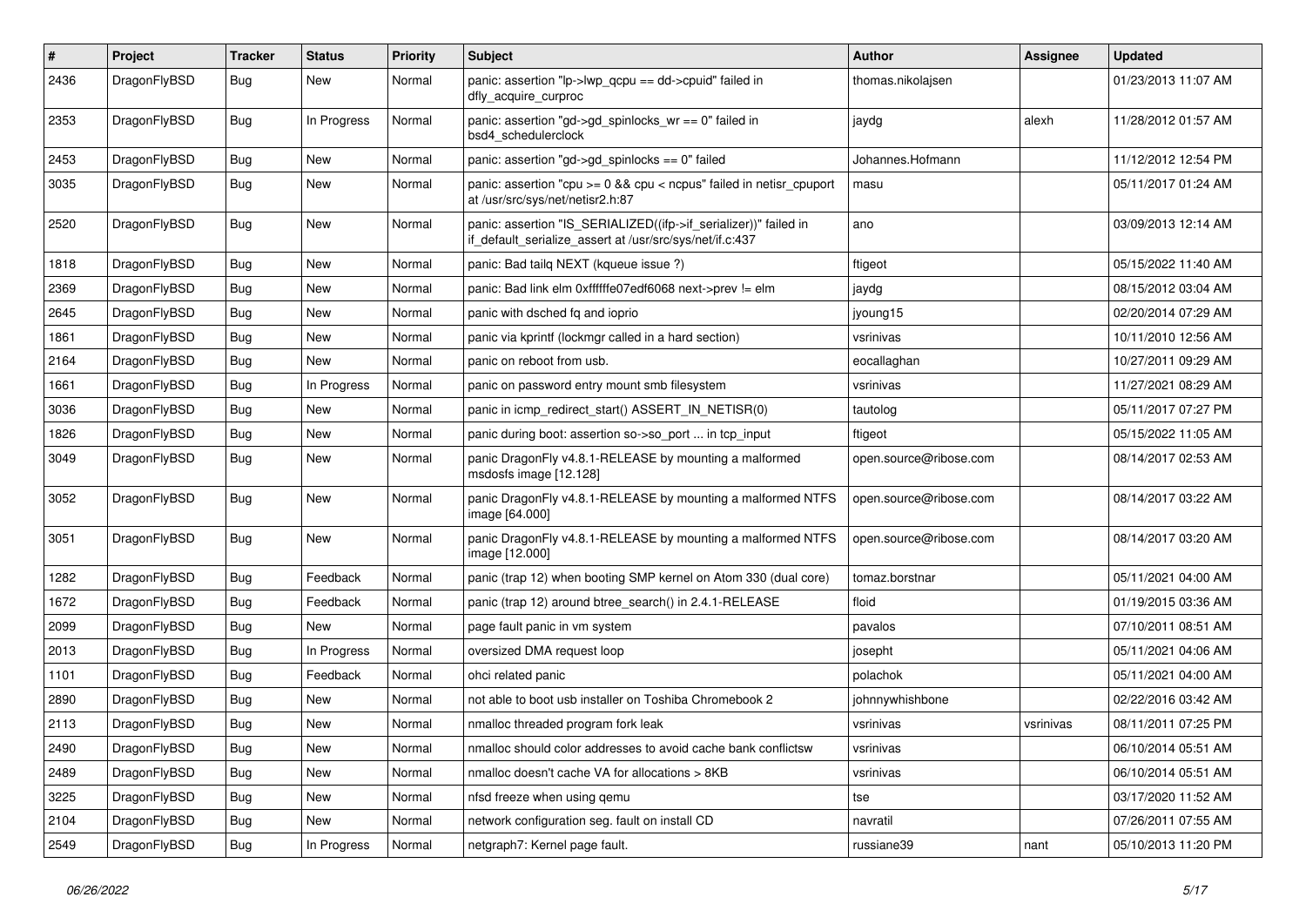| # | Project | Tracker | Status | Priority | Subject | Author | Assignee | Updated |
|---|---|---|---|---|---|---|---|---|
| 2436 | DragonFlyBSD | Bug | New | Normal | panic: assertion "lp->lwp_qcpu == dd->cpuid" failed in dfly_acquire_curproc | thomas.nikolajsen | | 01/23/2013 11:07 AM |
| 2353 | DragonFlyBSD | Bug | In Progress | Normal | panic: assertion "gd->gd_spinlocks_wr == 0" failed in bsd4_schedulerclock | jaydg | alexh | 11/28/2012 01:57 AM |
| 2453 | DragonFlyBSD | Bug | New | Normal | panic: assertion "gd->gd_spinlocks == 0" failed | Johannes.Hofmann | | 11/12/2012 12:54 PM |
| 3035 | DragonFlyBSD | Bug | New | Normal | panic: assertion "cpu >= 0 && cpu < ncpus" failed in netisr_cpuport at /usr/src/sys/net/netisr2.h:87 | masu | | 05/11/2017 01:24 AM |
| 2520 | DragonFlyBSD | Bug | New | Normal | panic: assertion "IS_SERIALIZED((ifp->if_serializer))" failed in if_default_serialize_assert at /usr/src/sys/net/if.c:437 | ano | | 03/09/2013 12:14 AM |
| 1818 | DragonFlyBSD | Bug | New | Normal | panic: Bad tailq NEXT (kqueue issue ?) | ftigeot | | 05/15/2022 11:40 AM |
| 2369 | DragonFlyBSD | Bug | New | Normal | panic: Bad link elm 0xffffffe07edf6068 next->prev != elm | jaydg | | 08/15/2012 03:04 AM |
| 2645 | DragonFlyBSD | Bug | New | Normal | panic with dsched fq and ioprio | jyoung15 | | 02/20/2014 07:29 AM |
| 1861 | DragonFlyBSD | Bug | New | Normal | panic via kprintf (lockmgr called in a hard section) | vsrinivas | | 10/11/2010 12:56 AM |
| 2164 | DragonFlyBSD | Bug | New | Normal | panic on reboot from usb. | eocallaghan | | 10/27/2011 09:29 AM |
| 1661 | DragonFlyBSD | Bug | In Progress | Normal | panic on password entry mount smb filesystem | vsrinivas | | 11/27/2021 08:29 AM |
| 3036 | DragonFlyBSD | Bug | New | Normal | panic in icmp_redirect_start() ASSERT_IN_NETISR(0) | tautolog | | 05/11/2017 07:27 PM |
| 1826 | DragonFlyBSD | Bug | New | Normal | panic during boot: assertion so->so_port ... in tcp_input | ftigeot | | 05/15/2022 11:05 AM |
| 3049 | DragonFlyBSD | Bug | New | Normal | panic DragonFly v4.8.1-RELEASE by mounting a malformed msdosfs image [12.128] | open.source@ribose.com | | 08/14/2017 02:53 AM |
| 3052 | DragonFlyBSD | Bug | New | Normal | panic DragonFly v4.8.1-RELEASE by mounting a malformed NTFS image [64.000] | open.source@ribose.com | | 08/14/2017 03:22 AM |
| 3051 | DragonFlyBSD | Bug | New | Normal | panic DragonFly v4.8.1-RELEASE by mounting a malformed NTFS image [12.000] | open.source@ribose.com | | 08/14/2017 03:20 AM |
| 1282 | DragonFlyBSD | Bug | Feedback | Normal | panic (trap 12) when booting SMP kernel on Atom 330 (dual core) | tomaz.borstnar | | 05/11/2021 04:00 AM |
| 1672 | DragonFlyBSD | Bug | Feedback | Normal | panic (trap 12) around btree_search() in 2.4.1-RELEASE | floid | | 01/19/2015 03:36 AM |
| 2099 | DragonFlyBSD | Bug | New | Normal | page fault panic in vm system | pavalos | | 07/10/2011 08:51 AM |
| 2013 | DragonFlyBSD | Bug | In Progress | Normal | oversized DMA request loop | josepht | | 05/11/2021 04:06 AM |
| 1101 | DragonFlyBSD | Bug | Feedback | Normal | ohci related panic | polachok | | 05/11/2021 04:00 AM |
| 2890 | DragonFlyBSD | Bug | New | Normal | not able to boot usb installer on Toshiba Chromebook 2 | johnnywhishbone | | 02/22/2016 03:42 AM |
| 2113 | DragonFlyBSD | Bug | New | Normal | nmalloc threaded program fork leak | vsrinivas | vsrinivas | 08/11/2011 07:25 PM |
| 2490 | DragonFlyBSD | Bug | New | Normal | nmalloc should color addresses to avoid cache bank conflictsw | vsrinivas | | 06/10/2014 05:51 AM |
| 2489 | DragonFlyBSD | Bug | New | Normal | nmalloc doesn't cache VA for allocations > 8KB | vsrinivas | | 06/10/2014 05:51 AM |
| 3225 | DragonFlyBSD | Bug | New | Normal | nfsd freeze when using qemu | tse | | 03/17/2020 11:52 AM |
| 2104 | DragonFlyBSD | Bug | New | Normal | network configuration seg. fault on install CD | navratil | | 07/26/2011 07:55 AM |
| 2549 | DragonFlyBSD | Bug | In Progress | Normal | netgraph7: Kernel page fault. | russiane39 | nant | 05/10/2013 11:20 PM |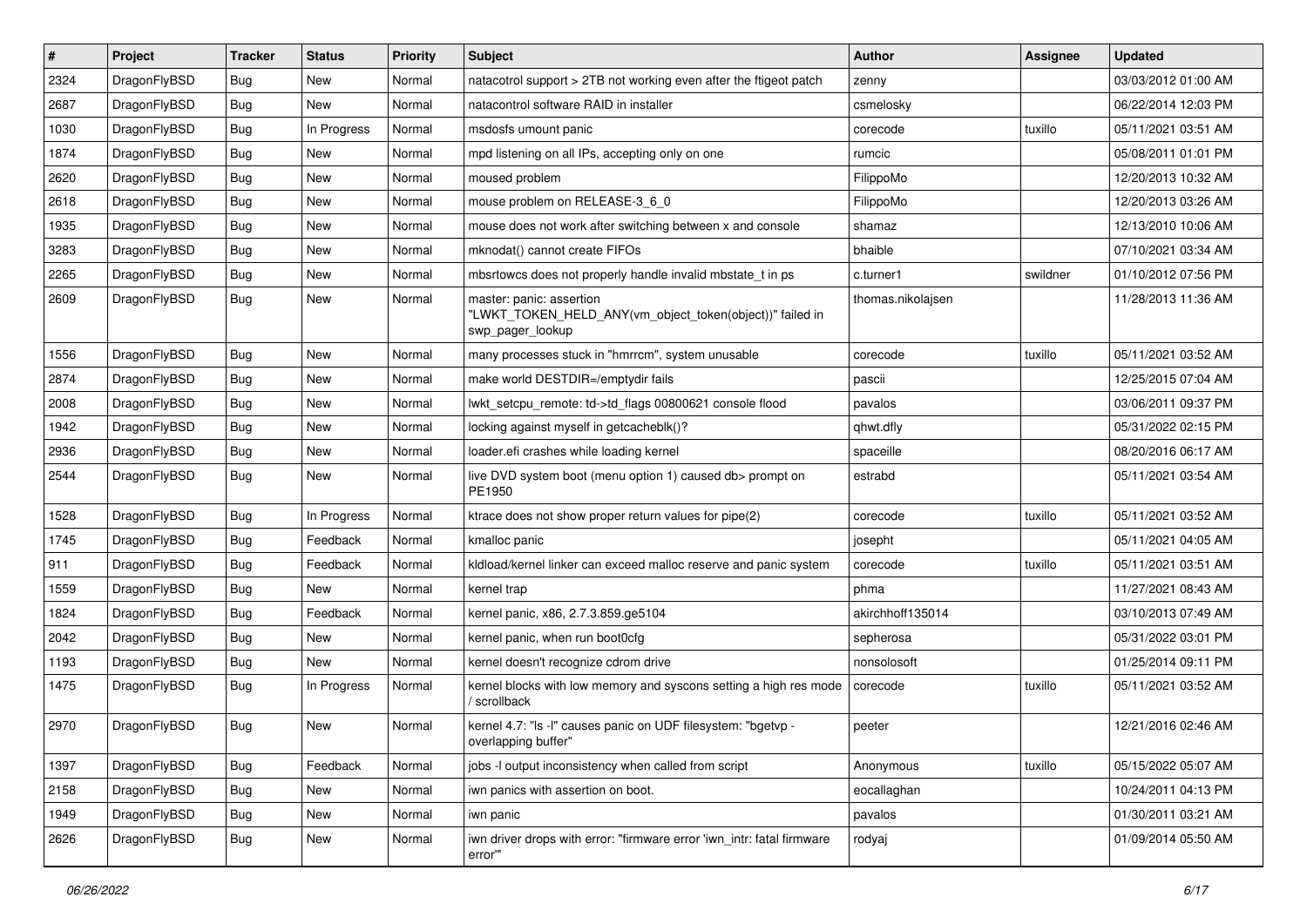| # | Project | Tracker | Status | Priority | Subject | Author | Assignee | Updated |
|---|---|---|---|---|---|---|---|---|
| 2324 | DragonFlyBSD | Bug | New | Normal | natacotrol support > 2TB not working even after the ftigeot patch | zenny | | 03/03/2012 01:00 AM |
| 2687 | DragonFlyBSD | Bug | New | Normal | natacontrol software RAID in installer | csmelosky | | 06/22/2014 12:03 PM |
| 1030 | DragonFlyBSD | Bug | In Progress | Normal | msdosfs umount panic | corecode | tuxillo | 05/11/2021 03:51 AM |
| 1874 | DragonFlyBSD | Bug | New | Normal | mpd listening on all IPs, accepting only on one | rumcic | | 05/08/2011 01:01 PM |
| 2620 | DragonFlyBSD | Bug | New | Normal | moused problem | FilippoMo | | 12/20/2013 10:32 AM |
| 2618 | DragonFlyBSD | Bug | New | Normal | mouse problem on RELEASE-3_6_0 | FilippoMo | | 12/20/2013 03:26 AM |
| 1935 | DragonFlyBSD | Bug | New | Normal | mouse does not work after switching between x and console | shamaz | | 12/13/2010 10:06 AM |
| 3283 | DragonFlyBSD | Bug | New | Normal | mknodat() cannot create FIFOs | bhaible | | 07/10/2021 03:34 AM |
| 2265 | DragonFlyBSD | Bug | New | Normal | mbsrtowcs does not properly handle invalid mbstate_t in ps | c.turner1 | swildner | 01/10/2012 07:56 PM |
| 2609 | DragonFlyBSD | Bug | New | Normal | master: panic: assertion "LWKT_TOKEN_HELD_ANY(vm_object_token(object))" failed in swp_pager_lookup | thomas.nikolajsen | | 11/28/2013 11:36 AM |
| 1556 | DragonFlyBSD | Bug | New | Normal | many processes stuck in "hmrrcm", system unusable | corecode | tuxillo | 05/11/2021 03:52 AM |
| 2874 | DragonFlyBSD | Bug | New | Normal | make world DESTDIR=/emptydir fails | pascii | | 12/25/2015 07:04 AM |
| 2008 | DragonFlyBSD | Bug | New | Normal | lwkt_setcpu_remote: td->td_flags 00800621 console flood | pavalos | | 03/06/2011 09:37 PM |
| 1942 | DragonFlyBSD | Bug | New | Normal | locking against myself in getcacheblk()? | qhwt.dfly | | 05/31/2022 02:15 PM |
| 2936 | DragonFlyBSD | Bug | New | Normal | loader.efi crashes while loading kernel | spaceille | | 08/20/2016 06:17 AM |
| 2544 | DragonFlyBSD | Bug | New | Normal | live DVD system boot (menu option 1) caused db> prompt on PE1950 | estrabd | | 05/11/2021 03:54 AM |
| 1528 | DragonFlyBSD | Bug | In Progress | Normal | ktrace does not show proper return values for pipe(2) | corecode | tuxillo | 05/11/2021 03:52 AM |
| 1745 | DragonFlyBSD | Bug | Feedback | Normal | kmalloc panic | josepht | | 05/11/2021 04:05 AM |
| 911 | DragonFlyBSD | Bug | Feedback | Normal | kldload/kernel linker can exceed malloc reserve and panic system | corecode | tuxillo | 05/11/2021 03:51 AM |
| 1559 | DragonFlyBSD | Bug | New | Normal | kernel trap | phma | | 11/27/2021 08:43 AM |
| 1824 | DragonFlyBSD | Bug | Feedback | Normal | kernel panic, x86, 2.7.3.859.ge5104 | akirchhoff135014 | | 03/10/2013 07:49 AM |
| 2042 | DragonFlyBSD | Bug | New | Normal | kernel panic, when run boot0cfg | sepherosa | | 05/31/2022 03:01 PM |
| 1193 | DragonFlyBSD | Bug | New | Normal | kernel doesn't recognize cdrom drive | nonsolosoft | | 01/25/2014 09:11 PM |
| 1475 | DragonFlyBSD | Bug | In Progress | Normal | kernel blocks with low memory and syscons setting a high res mode / scrollback | corecode | tuxillo | 05/11/2021 03:52 AM |
| 2970 | DragonFlyBSD | Bug | New | Normal | kernel 4.7: "ls -l" causes panic on UDF filesystem: "bgetvp - overlapping buffer" | peeter | | 12/21/2016 02:46 AM |
| 1397 | DragonFlyBSD | Bug | Feedback | Normal | jobs -l output inconsistency when called from script | Anonymous | tuxillo | 05/15/2022 05:07 AM |
| 2158 | DragonFlyBSD | Bug | New | Normal | iwn panics with assertion on boot. | eocallaghan | | 10/24/2011 04:13 PM |
| 1949 | DragonFlyBSD | Bug | New | Normal | iwn panic | pavalos | | 01/30/2011 03:21 AM |
| 2626 | DragonFlyBSD | Bug | New | Normal | iwn driver drops with error: "firmware error 'iwn_intr: fatal firmware error'" | rodyaj | | 01/09/2014 05:50 AM |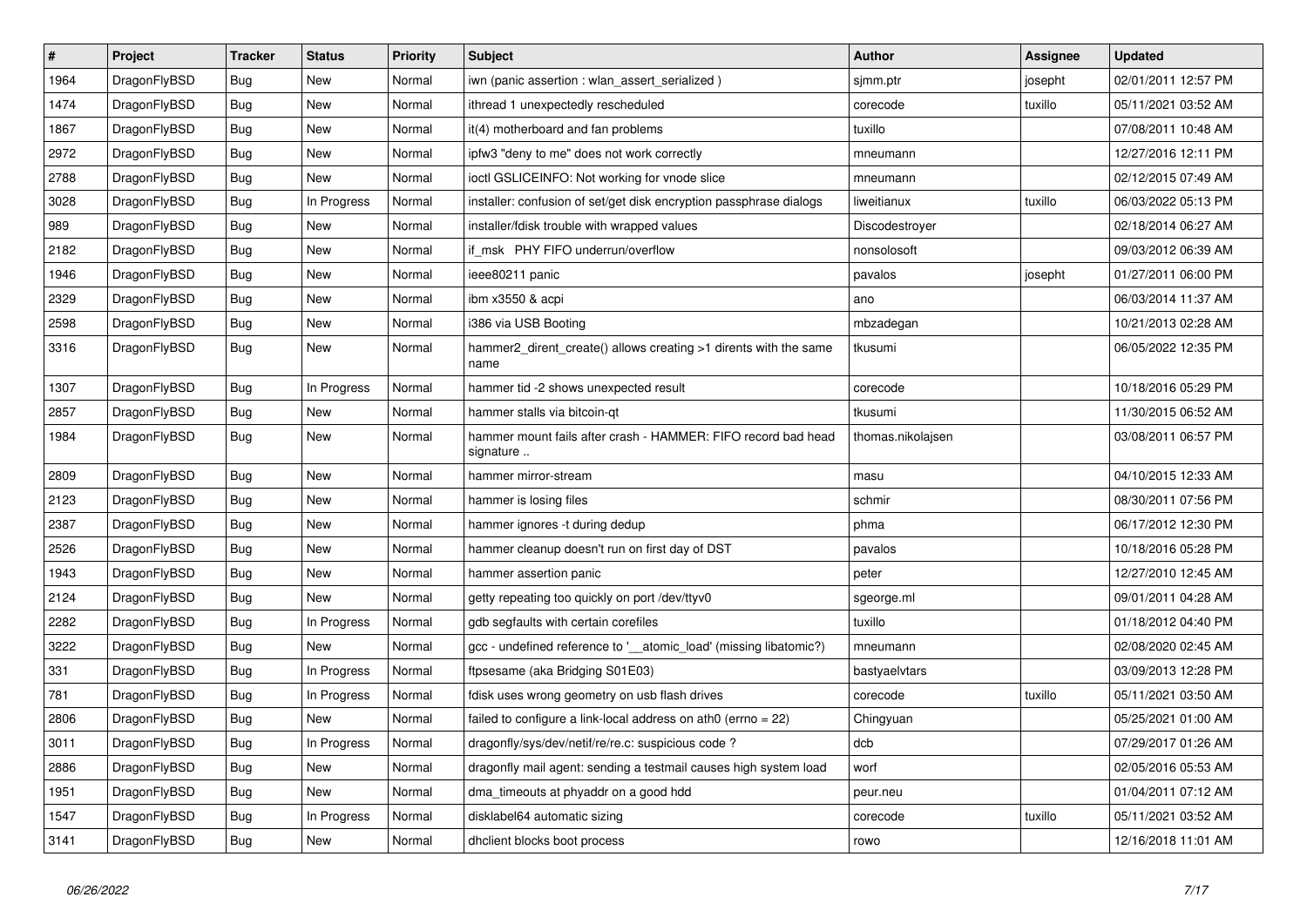| # | Project | Tracker | Status | Priority | Subject | Author | Assignee | Updated |
|---|---|---|---|---|---|---|---|---|
| 1964 | DragonFlyBSD | Bug | New | Normal | iwn (panic assertion : wlan_assert_serialized ) | sjmm.ptr | josepht | 02/01/2011 12:57 PM |
| 1474 | DragonFlyBSD | Bug | New | Normal | ithread 1 unexpectedly rescheduled | corecode | tuxillo | 05/11/2021 03:52 AM |
| 1867 | DragonFlyBSD | Bug | New | Normal | it(4) motherboard and fan problems | tuxillo | | 07/08/2011 10:48 AM |
| 2972 | DragonFlyBSD | Bug | New | Normal | ipfw3 "deny to me" does not work correctly | mneumann | | 12/27/2016 12:11 PM |
| 2788 | DragonFlyBSD | Bug | New | Normal | ioctl GSLICEINFO: Not working for vnode slice | mneumann | | 02/12/2015 07:49 AM |
| 3028 | DragonFlyBSD | Bug | In Progress | Normal | installer: confusion of set/get disk encryption passphrase dialogs | liweitianux | tuxillo | 06/03/2022 05:13 PM |
| 989 | DragonFlyBSD | Bug | New | Normal | installer/fdisk trouble with wrapped values | Discodestroyer | | 02/18/2014 06:27 AM |
| 2182 | DragonFlyBSD | Bug | New | Normal | if_msk PHY FIFO underrun/overflow | nonsolosoft | | 09/03/2012 06:39 AM |
| 1946 | DragonFlyBSD | Bug | New | Normal | ieee80211 panic | pavalos | josepht | 01/27/2011 06:00 PM |
| 2329 | DragonFlyBSD | Bug | New | Normal | ibm x3550 & acpi | ano | | 06/03/2014 11:37 AM |
| 2598 | DragonFlyBSD | Bug | New | Normal | i386 via USB Booting | mbzadegan | | 10/21/2013 02:28 AM |
| 3316 | DragonFlyBSD | Bug | New | Normal | hammer2_dirent_create() allows creating >1 dirents with the same name | tkusumi | | 06/05/2022 12:35 PM |
| 1307 | DragonFlyBSD | Bug | In Progress | Normal | hammer tid -2 shows unexpected result | corecode | | 10/18/2016 05:29 PM |
| 2857 | DragonFlyBSD | Bug | New | Normal | hammer stalls via bitcoin-qt | tkusumi | | 11/30/2015 06:52 AM |
| 1984 | DragonFlyBSD | Bug | New | Normal | hammer mount fails after crash - HAMMER: FIFO record bad head signature .. | thomas.nikolajsen | | 03/08/2011 06:57 PM |
| 2809 | DragonFlyBSD | Bug | New | Normal | hammer mirror-stream | masu | | 04/10/2015 12:33 AM |
| 2123 | DragonFlyBSD | Bug | New | Normal | hammer is losing files | schmir | | 08/30/2011 07:56 PM |
| 2387 | DragonFlyBSD | Bug | New | Normal | hammer ignores -t during dedup | phma | | 06/17/2012 12:30 PM |
| 2526 | DragonFlyBSD | Bug | New | Normal | hammer cleanup doesn't run on first day of DST | pavalos | | 10/18/2016 05:28 PM |
| 1943 | DragonFlyBSD | Bug | New | Normal | hammer assertion panic | peter | | 12/27/2010 12:45 AM |
| 2124 | DragonFlyBSD | Bug | New | Normal | getty repeating too quickly on port /dev/ttyv0 | sgeorge.ml | | 09/01/2011 04:28 AM |
| 2282 | DragonFlyBSD | Bug | In Progress | Normal | gdb segfaults with certain corefiles | tuxillo | | 01/18/2012 04:40 PM |
| 3222 | DragonFlyBSD | Bug | New | Normal | gcc - undefined reference to '__atomic_load' (missing libatomic?) | mneumann | | 02/08/2020 02:45 AM |
| 331 | DragonFlyBSD | Bug | In Progress | Normal | ftpsesame (aka Bridging S01E03) | bastyaelvtars | | 03/09/2013 12:28 PM |
| 781 | DragonFlyBSD | Bug | In Progress | Normal | fdisk uses wrong geometry on usb flash drives | corecode | tuxillo | 05/11/2021 03:50 AM |
| 2806 | DragonFlyBSD | Bug | New | Normal | failed to configure a link-local address on ath0 (errno = 22) | Chingyuan | | 05/25/2021 01:00 AM |
| 3011 | DragonFlyBSD | Bug | In Progress | Normal | dragonfly/sys/dev/netif/re/re.c: suspicious code ? | dcb | | 07/29/2017 01:26 AM |
| 2886 | DragonFlyBSD | Bug | New | Normal | dragonfly mail agent: sending a testmail causes high system load | worf | | 02/05/2016 05:53 AM |
| 1951 | DragonFlyBSD | Bug | New | Normal | dma_timeouts at phyaddr on a good hdd | peur.neu | | 01/04/2011 07:12 AM |
| 1547 | DragonFlyBSD | Bug | In Progress | Normal | disklabel64 automatic sizing | corecode | tuxillo | 05/11/2021 03:52 AM |
| 3141 | DragonFlyBSD | Bug | New | Normal | dhclient blocks boot process | rowo | | 12/16/2018 11:01 AM |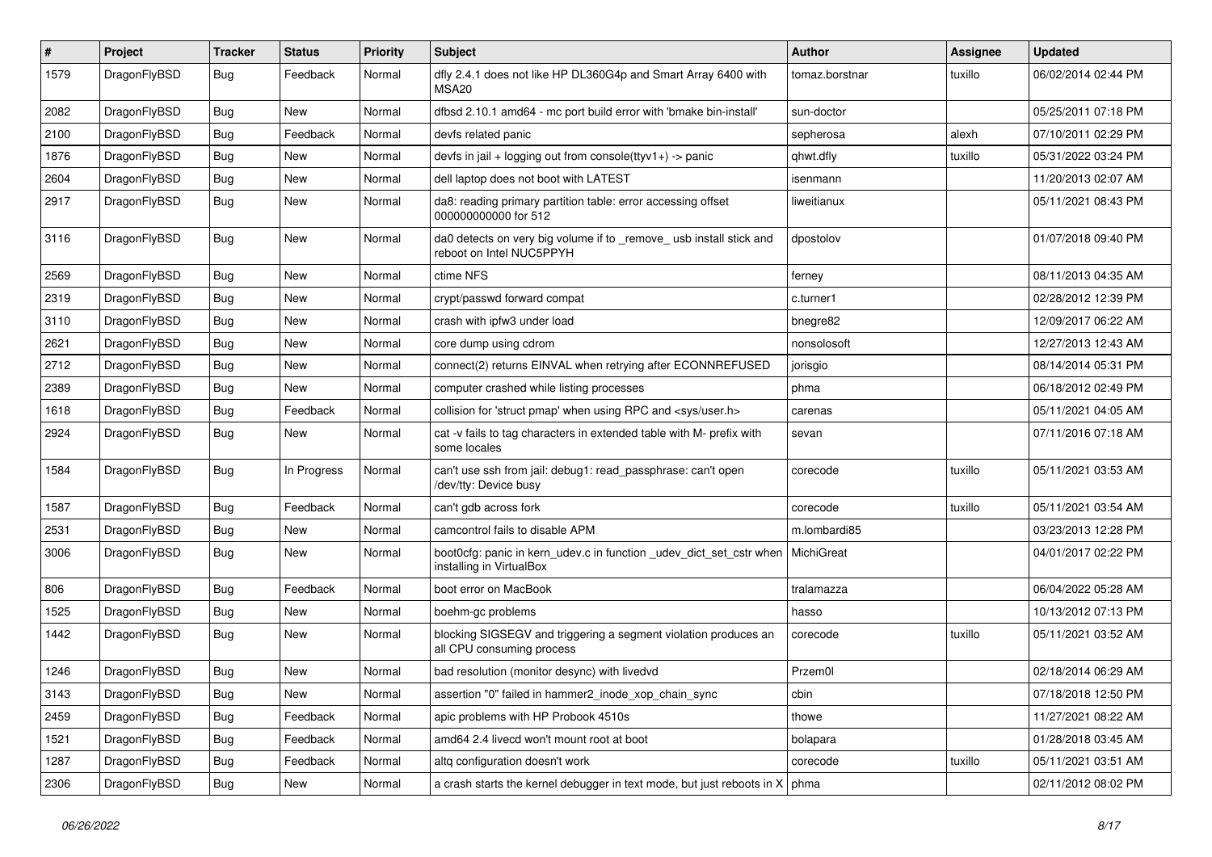| # | Project | Tracker | Status | Priority | Subject | Author | Assignee | Updated |
| --- | --- | --- | --- | --- | --- | --- | --- | --- |
| 1579 | DragonFlyBSD | Bug | Feedback | Normal | dfly 2.4.1 does not like HP DL360G4p and Smart Array 6400 with MSA20 | tomaz.borstnar | tuxillo | 06/02/2014 02:44 PM |
| 2082 | DragonFlyBSD | Bug | New | Normal | dfbsd 2.10.1 amd64 - mc port build error with 'bmake bin-install' | sun-doctor | | 05/25/2011 07:18 PM |
| 2100 | DragonFlyBSD | Bug | Feedback | Normal | devfs related panic | sepherosa | alexh | 07/10/2011 02:29 PM |
| 1876 | DragonFlyBSD | Bug | New | Normal | devfs in jail + logging out from console(ttyv1+) -> panic | qhwt.dfly | tuxillo | 05/31/2022 03:24 PM |
| 2604 | DragonFlyBSD | Bug | New | Normal | dell laptop does not boot with LATEST | isenmann | | 11/20/2013 02:07 AM |
| 2917 | DragonFlyBSD | Bug | New | Normal | da8: reading primary partition table: error accessing offset 000000000000 for 512 | liweitianux | | 05/11/2021 08:43 PM |
| 3116 | DragonFlyBSD | Bug | New | Normal | da0 detects on very big volume if to _remove_ usb install stick and reboot on Intel NUC5PPYH | dpostolov | | 01/07/2018 09:40 PM |
| 2569 | DragonFlyBSD | Bug | New | Normal | ctime NFS | ferney | | 08/11/2013 04:35 AM |
| 2319 | DragonFlyBSD | Bug | New | Normal | crypt/passwd forward compat | c.turner1 | | 02/28/2012 12:39 PM |
| 3110 | DragonFlyBSD | Bug | New | Normal | crash with ipfw3 under load | bnegre82 | | 12/09/2017 06:22 AM |
| 2621 | DragonFlyBSD | Bug | New | Normal | core dump using cdrom | nonsolosoft | | 12/27/2013 12:43 AM |
| 2712 | DragonFlyBSD | Bug | New | Normal | connect(2) returns EINVAL when retrying after ECONNREFUSED | jorisgio | | 08/14/2014 05:31 PM |
| 2389 | DragonFlyBSD | Bug | New | Normal | computer crashed while listing processes | phma | | 06/18/2012 02:49 PM |
| 1618 | DragonFlyBSD | Bug | Feedback | Normal | collision for 'struct pmap' when using RPC and <sys/user.h> | carenas | | 05/11/2021 04:05 AM |
| 2924 | DragonFlyBSD | Bug | New | Normal | cat -v fails to tag characters in extended table with M- prefix with some locales | sevan | | 07/11/2016 07:18 AM |
| 1584 | DragonFlyBSD | Bug | In Progress | Normal | can't use ssh from jail: debug1: read_passphrase: can't open /dev/tty: Device busy | corecode | tuxillo | 05/11/2021 03:53 AM |
| 1587 | DragonFlyBSD | Bug | Feedback | Normal | can't gdb across fork | corecode | tuxillo | 05/11/2021 03:54 AM |
| 2531 | DragonFlyBSD | Bug | New | Normal | camcontrol fails to disable APM | m.lombardi85 | | 03/23/2013 12:28 PM |
| 3006 | DragonFlyBSD | Bug | New | Normal | boot0cfg: panic in kern_udev.c in function _udev_dict_set_cstr when installing in VirtualBox | MichiGreat | | 04/01/2017 02:22 PM |
| 806 | DragonFlyBSD | Bug | Feedback | Normal | boot error on MacBook | tralamazza | | 06/04/2022 05:28 AM |
| 1525 | DragonFlyBSD | Bug | New | Normal | boehm-gc problems | hasso | | 10/13/2012 07:13 PM |
| 1442 | DragonFlyBSD | Bug | New | Normal | blocking SIGSEGV and triggering a segment violation produces an all CPU consuming process | corecode | tuxillo | 05/11/2021 03:52 AM |
| 1246 | DragonFlyBSD | Bug | New | Normal | bad resolution (monitor desync) with livedvd | Przem0l | | 02/18/2014 06:29 AM |
| 3143 | DragonFlyBSD | Bug | New | Normal | assertion "0" failed in hammer2_inode_xop_chain_sync | cbin | | 07/18/2018 12:50 PM |
| 2459 | DragonFlyBSD | Bug | Feedback | Normal | apic problems with HP Probook 4510s | thowe | | 11/27/2021 08:22 AM |
| 1521 | DragonFlyBSD | Bug | Feedback | Normal | amd64 2.4 livecd won't mount root at boot | bolapara | | 01/28/2018 03:45 AM |
| 1287 | DragonFlyBSD | Bug | Feedback | Normal | altq configuration doesn't work | corecode | tuxillo | 05/11/2021 03:51 AM |
| 2306 | DragonFlyBSD | Bug | New | Normal | a crash starts the kernel debugger in text mode, but just reboots in X | phma | | 02/11/2012 08:02 PM |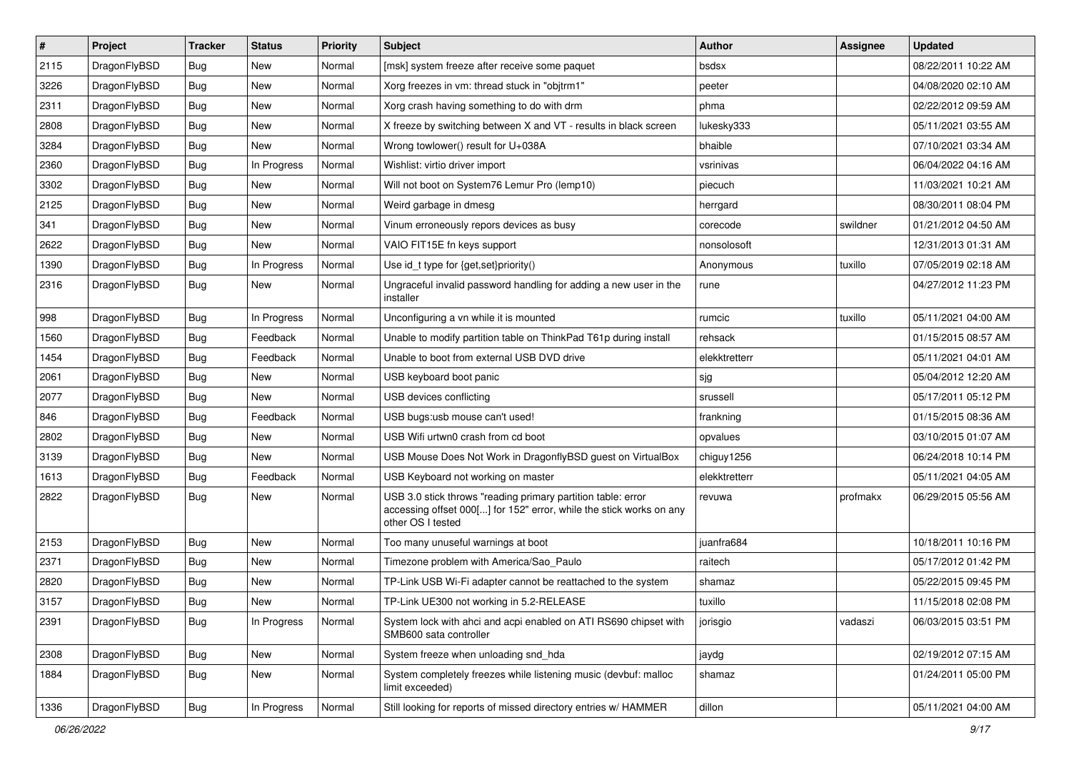| # | Project | Tracker | Status | Priority | Subject | Author | Assignee | Updated |
|---|---|---|---|---|---|---|---|---|
| 2115 | DragonFlyBSD | Bug | New | Normal | [msk] system freeze after receive some paquet | bsdsx | | 08/22/2011 10:22 AM |
| 3226 | DragonFlyBSD | Bug | New | Normal | Xorg freezes in vm: thread stuck in "objtrm1" | peeter | | 04/08/2020 02:10 AM |
| 2311 | DragonFlyBSD | Bug | New | Normal | Xorg crash having something to do with drm | phma | | 02/22/2012 09:59 AM |
| 2808 | DragonFlyBSD | Bug | New | Normal | X freeze by switching between X and VT - results in black screen | lukesky333 | | 05/11/2021 03:55 AM |
| 3284 | DragonFlyBSD | Bug | New | Normal | Wrong towlower() result for U+038A | bhaible | | 07/10/2021 03:34 AM |
| 2360 | DragonFlyBSD | Bug | In Progress | Normal | Wishlist: virtio driver import | vsrinivas | | 06/04/2022 04:16 AM |
| 3302 | DragonFlyBSD | Bug | New | Normal | Will not boot on System76 Lemur Pro (lemp10) | piecuch | | 11/03/2021 10:21 AM |
| 2125 | DragonFlyBSD | Bug | New | Normal | Weird garbage in dmesg | herrgard | | 08/30/2011 08:04 PM |
| 341 | DragonFlyBSD | Bug | New | Normal | Vinum erroneously repors devices as busy | corecode | swildner | 01/21/2012 04:50 AM |
| 2622 | DragonFlyBSD | Bug | New | Normal | VAIO FIT15E fn keys support | nonsolosoft | | 12/31/2013 01:31 AM |
| 1390 | DragonFlyBSD | Bug | In Progress | Normal | Use id_t type for {get,set}priority() | Anonymous | tuxillo | 07/05/2019 02:18 AM |
| 2316 | DragonFlyBSD | Bug | New | Normal | Ungraceful invalid password handling for adding a new user in the installer | rune | | 04/27/2012 11:23 PM |
| 998 | DragonFlyBSD | Bug | In Progress | Normal | Unconfiguring a vn while it is mounted | rumcic | tuxillo | 05/11/2021 04:00 AM |
| 1560 | DragonFlyBSD | Bug | Feedback | Normal | Unable to modify partition table on ThinkPad T61p during install | rehsack | | 01/15/2015 08:57 AM |
| 1454 | DragonFlyBSD | Bug | Feedback | Normal | Unable to boot from external USB DVD drive | elekktretterr | | 05/11/2021 04:01 AM |
| 2061 | DragonFlyBSD | Bug | New | Normal | USB keyboard boot panic | sjg | | 05/04/2012 12:20 AM |
| 2077 | DragonFlyBSD | Bug | New | Normal | USB devices conflicting | srussell | | 05/17/2011 05:12 PM |
| 846 | DragonFlyBSD | Bug | Feedback | Normal | USB bugs:usb mouse can't used! | frankning | | 01/15/2015 08:36 AM |
| 2802 | DragonFlyBSD | Bug | New | Normal | USB Wifi urtwn0 crash from cd boot | opvalues | | 03/10/2015 01:07 AM |
| 3139 | DragonFlyBSD | Bug | New | Normal | USB Mouse Does Not Work in DragonflyBSD guest on VirtualBox | chiguy1256 | | 06/24/2018 10:14 PM |
| 1613 | DragonFlyBSD | Bug | Feedback | Normal | USB Keyboard not working on master | elekktretterr | | 05/11/2021 04:05 AM |
| 2822 | DragonFlyBSD | Bug | New | Normal | USB 3.0 stick throws "reading primary partition table: error accessing offset 000[...] for 152" error, while the stick works on any other OS I tested | revuwa | profmakx | 06/29/2015 05:56 AM |
| 2153 | DragonFlyBSD | Bug | New | Normal | Too many unuseful warnings at boot | juanfra684 | | 10/18/2011 10:16 PM |
| 2371 | DragonFlyBSD | Bug | New | Normal | Timezone problem with America/Sao_Paulo | raitech | | 05/17/2012 01:42 PM |
| 2820 | DragonFlyBSD | Bug | New | Normal | TP-Link USB Wi-Fi adapter cannot be reattached to the system | shamaz | | 05/22/2015 09:45 PM |
| 3157 | DragonFlyBSD | Bug | New | Normal | TP-Link UE300 not working in 5.2-RELEASE | tuxillo | | 11/15/2018 02:08 PM |
| 2391 | DragonFlyBSD | Bug | In Progress | Normal | System lock with ahci and acpi enabled on ATI RS690 chipset with SMB600 sata controller | jorisgio | vadaszi | 06/03/2015 03:51 PM |
| 2308 | DragonFlyBSD | Bug | New | Normal | System freeze when unloading snd_hda | jaydg | | 02/19/2012 07:15 AM |
| 1884 | DragonFlyBSD | Bug | New | Normal | System completely freezes while listening music (devbuf: malloc limit exceeded) | shamaz | | 01/24/2011 05:00 PM |
| 1336 | DragonFlyBSD | Bug | In Progress | Normal | Still looking for reports of missed directory entries w/ HAMMER | dillon | | 05/11/2021 04:00 AM |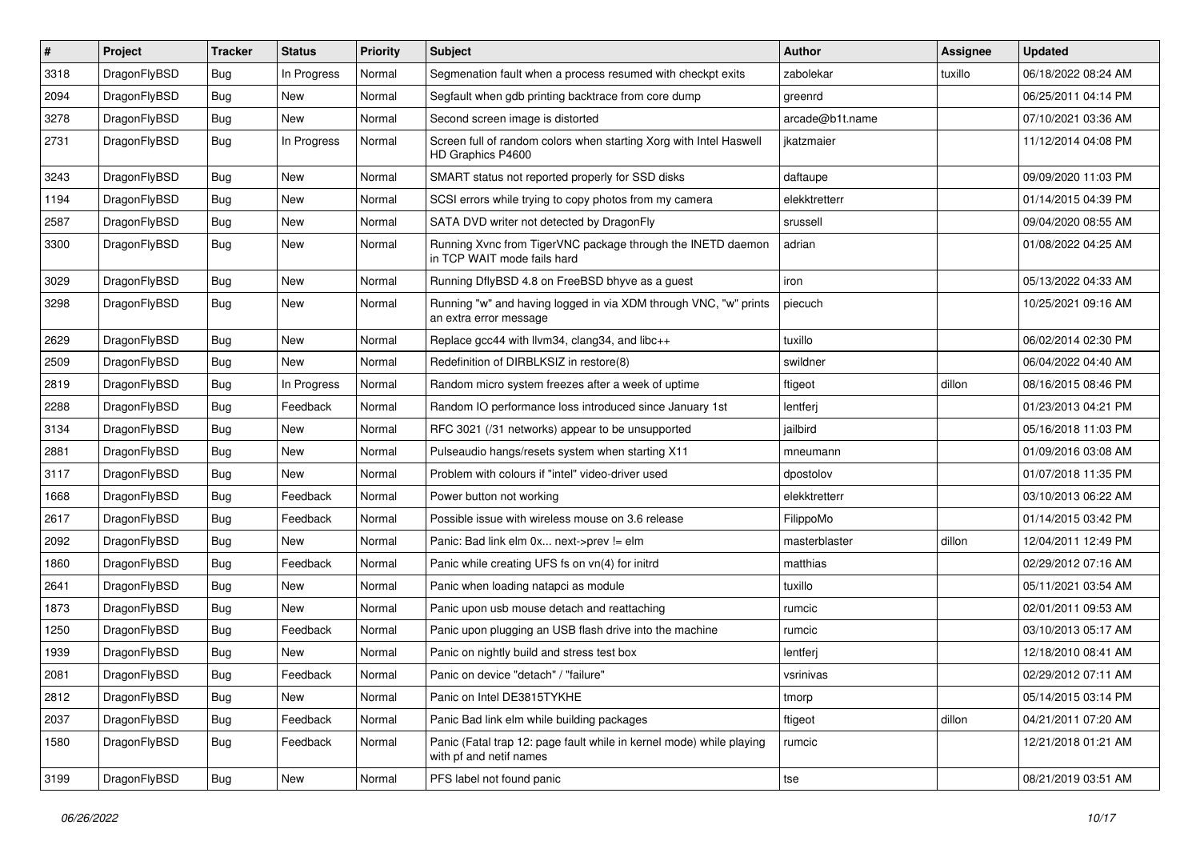| # | Project | Tracker | Status | Priority | Subject | Author | Assignee | Updated |
|---|---|---|---|---|---|---|---|---|
| 3318 | DragonFlyBSD | Bug | In Progress | Normal | Segmenation fault when a process resumed with checkpt exits | zabolekar | tuxillo | 06/18/2022 08:24 AM |
| 2094 | DragonFlyBSD | Bug | New | Normal | Segfault when gdb printing backtrace from core dump | greenrd | | 06/25/2011 04:14 PM |
| 3278 | DragonFlyBSD | Bug | New | Normal | Second screen image is distorted | arcade@b1t.name | | 07/10/2021 03:36 AM |
| 2731 | DragonFlyBSD | Bug | In Progress | Normal | Screen full of random colors when starting Xorg with Intel Haswell HD Graphics P4600 | jkatzmaier | | 11/12/2014 04:08 PM |
| 3243 | DragonFlyBSD | Bug | New | Normal | SMART status not reported properly for SSD disks | daftaupe | | 09/09/2020 11:03 PM |
| 1194 | DragonFlyBSD | Bug | New | Normal | SCSI errors while trying to copy photos from my camera | elekktretterr | | 01/14/2015 04:39 PM |
| 2587 | DragonFlyBSD | Bug | New | Normal | SATA DVD writer not detected by DragonFly | srussell | | 09/04/2020 08:55 AM |
| 3300 | DragonFlyBSD | Bug | New | Normal | Running Xvnc from TigerVNC package through the INETD daemon in TCP WAIT mode fails hard | adrian | | 01/08/2022 04:25 AM |
| 3029 | DragonFlyBSD | Bug | New | Normal | Running DflyBSD 4.8 on FreeBSD bhyve as a guest | iron | | 05/13/2022 04:33 AM |
| 3298 | DragonFlyBSD | Bug | New | Normal | Running "w" and having logged in via XDM through VNC, "w" prints an extra error message | piecuch | | 10/25/2021 09:16 AM |
| 2629 | DragonFlyBSD | Bug | New | Normal | Replace gcc44 with llvm34, clang34, and libc++ | tuxillo | | 06/02/2014 02:30 PM |
| 2509 | DragonFlyBSD | Bug | New | Normal | Redefinition of DIRBLKSIZ in restore(8) | swildner | | 06/04/2022 04:40 AM |
| 2819 | DragonFlyBSD | Bug | In Progress | Normal | Random micro system freezes after a week of uptime | ftigeot | dillon | 08/16/2015 08:46 PM |
| 2288 | DragonFlyBSD | Bug | Feedback | Normal | Random IO performance loss introduced since January 1st | lentferj | | 01/23/2013 04:21 PM |
| 3134 | DragonFlyBSD | Bug | New | Normal | RFC 3021 (/31 networks) appear to be unsupported | jailbird | | 05/16/2018 11:03 PM |
| 2881 | DragonFlyBSD | Bug | New | Normal | Pulseaudio hangs/resets system when starting X11 | mneumann | | 01/09/2016 03:08 AM |
| 3117 | DragonFlyBSD | Bug | New | Normal | Problem with colours if "intel" video-driver used | dpostolov | | 01/07/2018 11:35 PM |
| 1668 | DragonFlyBSD | Bug | Feedback | Normal | Power button not working | elekktretterr | | 03/10/2013 06:22 AM |
| 2617 | DragonFlyBSD | Bug | Feedback | Normal | Possible issue with wireless mouse on 3.6 release | FilippoMo | | 01/14/2015 03:42 PM |
| 2092 | DragonFlyBSD | Bug | New | Normal | Panic: Bad link elm 0x... next->prev != elm | masterblaster | dillon | 12/04/2011 12:49 PM |
| 1860 | DragonFlyBSD | Bug | Feedback | Normal | Panic while creating UFS fs on vn(4) for initrd | matthias | | 02/29/2012 07:16 AM |
| 2641 | DragonFlyBSD | Bug | New | Normal | Panic when loading natapci as module | tuxillo | | 05/11/2021 03:54 AM |
| 1873 | DragonFlyBSD | Bug | New | Normal | Panic upon usb mouse detach and reattaching | rumcic | | 02/01/2011 09:53 AM |
| 1250 | DragonFlyBSD | Bug | Feedback | Normal | Panic upon plugging an USB flash drive into the machine | rumcic | | 03/10/2013 05:17 AM |
| 1939 | DragonFlyBSD | Bug | New | Normal | Panic on nightly build and stress test box | lentferj | | 12/18/2010 08:41 AM |
| 2081 | DragonFlyBSD | Bug | Feedback | Normal | Panic on device "detach" / "failure" | vsrinivas | | 02/29/2012 07:11 AM |
| 2812 | DragonFlyBSD | Bug | New | Normal | Panic on Intel DE3815TYKHE | tmorp | | 05/14/2015 03:14 PM |
| 2037 | DragonFlyBSD | Bug | Feedback | Normal | Panic Bad link elm while building packages | ftigeot | dillon | 04/21/2011 07:20 AM |
| 1580 | DragonFlyBSD | Bug | Feedback | Normal | Panic (Fatal trap 12: page fault while in kernel mode) while playing with pf and netif names | rumcic | | 12/21/2018 01:21 AM |
| 3199 | DragonFlyBSD | Bug | New | Normal | PFS label not found panic | tse | | 08/21/2019 03:51 AM |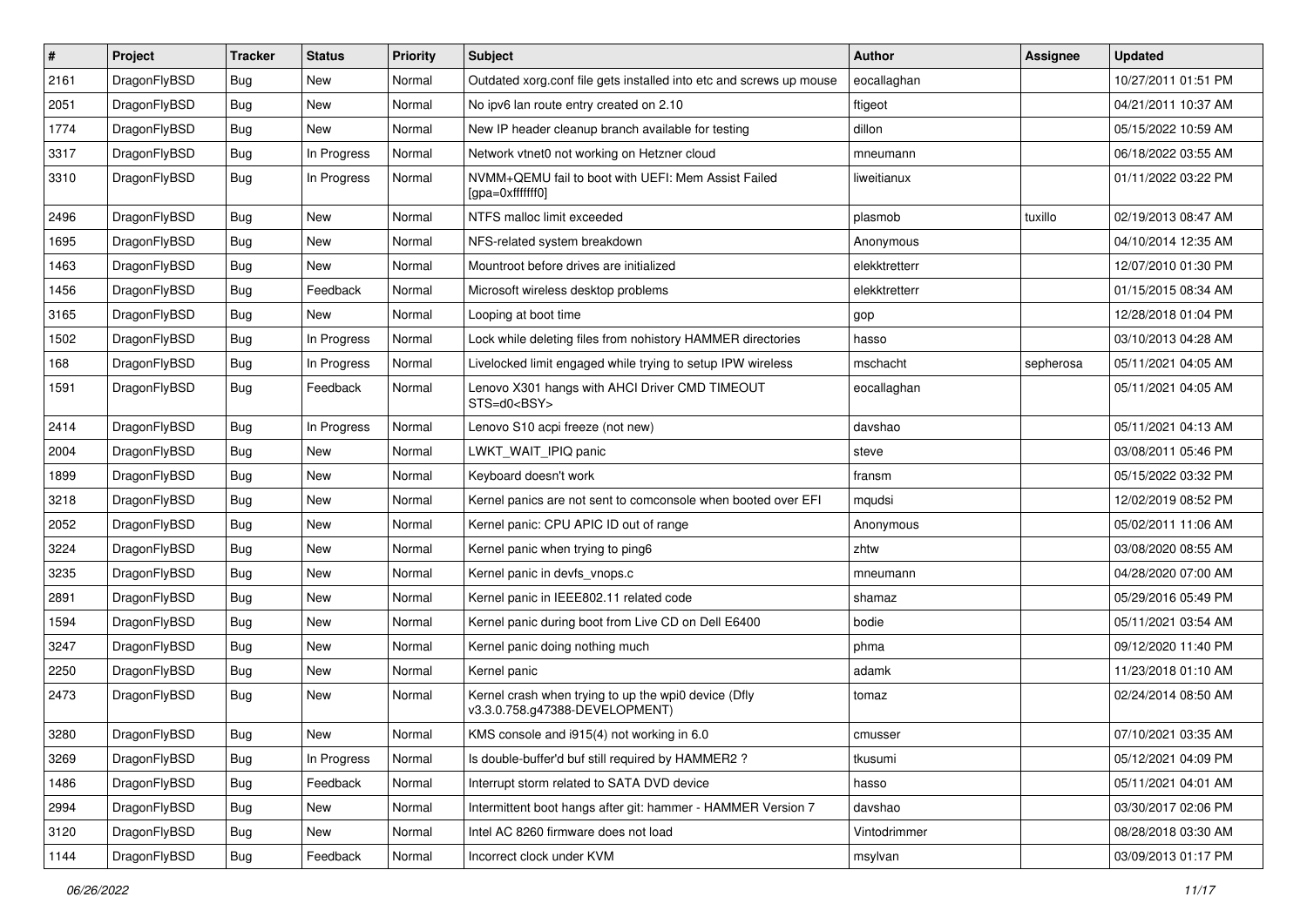| # | Project | Tracker | Status | Priority | Subject | Author | Assignee | Updated |
|---|---|---|---|---|---|---|---|---|
| 2161 | DragonFlyBSD | Bug | New | Normal | Outdated xorg.conf file gets installed into etc and screws up mouse | eocallaghan | | 10/27/2011 01:51 PM |
| 2051 | DragonFlyBSD | Bug | New | Normal | No ipv6 lan route entry created on 2.10 | ftigeot | | 04/21/2011 10:37 AM |
| 1774 | DragonFlyBSD | Bug | New | Normal | New IP header cleanup branch available for testing | dillon | | 05/15/2022 10:59 AM |
| 3317 | DragonFlyBSD | Bug | In Progress | Normal | Network vtnet0 not working on Hetzner cloud | mneumann | | 06/18/2022 03:55 AM |
| 3310 | DragonFlyBSD | Bug | In Progress | Normal | NVMM+QEMU fail to boot with UEFI: Mem Assist Failed [gpa=0xfffffff0] | liweitianux | | 01/11/2022 03:22 PM |
| 2496 | DragonFlyBSD | Bug | New | Normal | NTFS malloc limit exceeded | plasmob | tuxillo | 02/19/2013 08:47 AM |
| 1695 | DragonFlyBSD | Bug | New | Normal | NFS-related system breakdown | Anonymous | | 04/10/2014 12:35 AM |
| 1463 | DragonFlyBSD | Bug | New | Normal | Mountroot before drives are initialized | elekktretterr | | 12/07/2010 01:30 PM |
| 1456 | DragonFlyBSD | Bug | Feedback | Normal | Microsoft wireless desktop problems | elekktretterr | | 01/15/2015 08:34 AM |
| 3165 | DragonFlyBSD | Bug | New | Normal | Looping at boot time | gop | | 12/28/2018 01:04 PM |
| 1502 | DragonFlyBSD | Bug | In Progress | Normal | Lock while deleting files from nohistory HAMMER directories | hasso | | 03/10/2013 04:28 AM |
| 168 | DragonFlyBSD | Bug | In Progress | Normal | Livelocked limit engaged while trying to setup IPW wireless | mschacht | sepherosa | 05/11/2021 04:05 AM |
| 1591 | DragonFlyBSD | Bug | Feedback | Normal | Lenovo X301 hangs with AHCI Driver CMD TIMEOUT STS=d0<BSY> | eocallaghan | | 05/11/2021 04:05 AM |
| 2414 | DragonFlyBSD | Bug | In Progress | Normal | Lenovo S10 acpi freeze (not new) | davshao | | 05/11/2021 04:13 AM |
| 2004 | DragonFlyBSD | Bug | New | Normal | LWKT_WAIT_IPIQ panic | steve | | 03/08/2011 05:46 PM |
| 1899 | DragonFlyBSD | Bug | New | Normal | Keyboard doesn't work | fransm | | 05/15/2022 03:32 PM |
| 3218 | DragonFlyBSD | Bug | New | Normal | Kernel panics are not sent to comconsole when booted over EFI | mqudsi | | 12/02/2019 08:52 PM |
| 2052 | DragonFlyBSD | Bug | New | Normal | Kernel panic: CPU APIC ID out of range | Anonymous | | 05/02/2011 11:06 AM |
| 3224 | DragonFlyBSD | Bug | New | Normal | Kernel panic when trying to ping6 | zhtw | | 03/08/2020 08:55 AM |
| 3235 | DragonFlyBSD | Bug | New | Normal | Kernel panic in devfs_vnops.c | mneumann | | 04/28/2020 07:00 AM |
| 2891 | DragonFlyBSD | Bug | New | Normal | Kernel panic in IEEE802.11 related code | shamaz | | 05/29/2016 05:49 PM |
| 1594 | DragonFlyBSD | Bug | New | Normal | Kernel panic during boot from Live CD on Dell E6400 | bodie | | 05/11/2021 03:54 AM |
| 3247 | DragonFlyBSD | Bug | New | Normal | Kernel panic doing nothing much | phma | | 09/12/2020 11:40 PM |
| 2250 | DragonFlyBSD | Bug | New | Normal | Kernel panic | adamk | | 11/23/2018 01:10 AM |
| 2473 | DragonFlyBSD | Bug | New | Normal | Kernel crash when trying to up the wpi0 device (Dfly v3.3.0.758.g47388-DEVELOPMENT) | tomaz | | 02/24/2014 08:50 AM |
| 3280 | DragonFlyBSD | Bug | New | Normal | KMS console and i915(4) not working in 6.0 | cmusser | | 07/10/2021 03:35 AM |
| 3269 | DragonFlyBSD | Bug | In Progress | Normal | Is double-buffer'd buf still required by HAMMER2 ? | tkusumi | | 05/12/2021 04:09 PM |
| 1486 | DragonFlyBSD | Bug | Feedback | Normal | Interrupt storm related to SATA DVD device | hasso | | 05/11/2021 04:01 AM |
| 2994 | DragonFlyBSD | Bug | New | Normal | Intermittent boot hangs after git: hammer - HAMMER Version 7 | davshao | | 03/30/2017 02:06 PM |
| 3120 | DragonFlyBSD | Bug | New | Normal | Intel AC 8260 firmware does not load | Vintodrimmer | | 08/28/2018 03:30 AM |
| 1144 | DragonFlyBSD | Bug | Feedback | Normal | Incorrect clock under KVM | msylvan | | 03/09/2013 01:17 PM |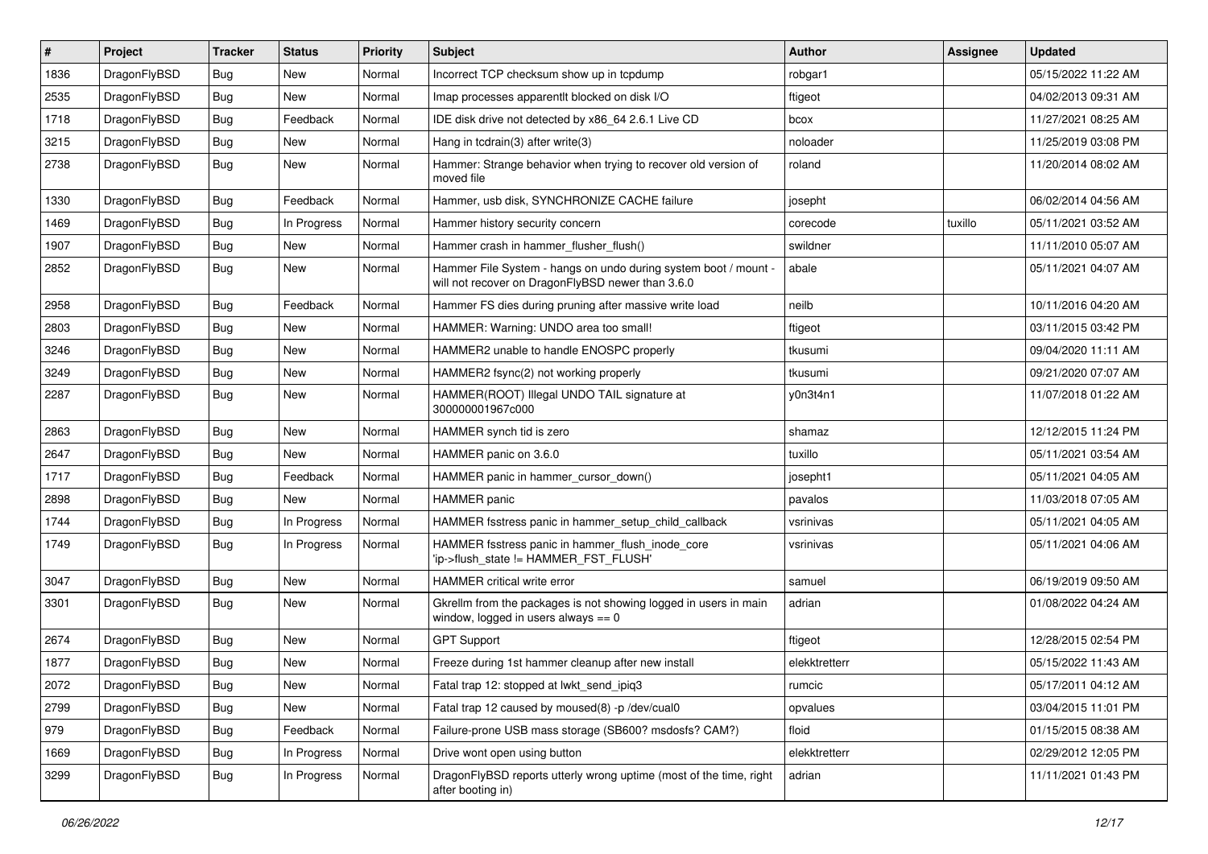| # | Project | Tracker | Status | Priority | Subject | Author | Assignee | Updated |
|---|---|---|---|---|---|---|---|---|
| 1836 | DragonFlyBSD | Bug | New | Normal | Incorrect TCP checksum show up in tcpdump | robgar1 | | 05/15/2022 11:22 AM |
| 2535 | DragonFlyBSD | Bug | New | Normal | Imap processes apparentlt blocked on disk I/O | ftigeot | | 04/02/2013 09:31 AM |
| 1718 | DragonFlyBSD | Bug | Feedback | Normal | IDE disk drive not detected by x86_64 2.6.1 Live CD | bcox | | 11/27/2021 08:25 AM |
| 3215 | DragonFlyBSD | Bug | New | Normal | Hang in tcdrain(3) after write(3) | noloader | | 11/25/2019 03:08 PM |
| 2738 | DragonFlyBSD | Bug | New | Normal | Hammer: Strange behavior when trying to recover old version of moved file | roland | | 11/20/2014 08:02 AM |
| 1330 | DragonFlyBSD | Bug | Feedback | Normal | Hammer, usb disk, SYNCHRONIZE CACHE failure | josepht | | 06/02/2014 04:56 AM |
| 1469 | DragonFlyBSD | Bug | In Progress | Normal | Hammer history security concern | corecode | tuxillo | 05/11/2021 03:52 AM |
| 1907 | DragonFlyBSD | Bug | New | Normal | Hammer crash in hammer_flusher_flush() | swildner | | 11/11/2010 05:07 AM |
| 2852 | DragonFlyBSD | Bug | New | Normal | Hammer File System - hangs on undo during system boot / mount - will not recover on DragonFlyBSD newer than 3.6.0 | abale | | 05/11/2021 04:07 AM |
| 2958 | DragonFlyBSD | Bug | Feedback | Normal | Hammer FS dies during pruning after massive write load | neilb | | 10/11/2016 04:20 AM |
| 2803 | DragonFlyBSD | Bug | New | Normal | HAMMER: Warning: UNDO area too small! | ftigeot | | 03/11/2015 03:42 PM |
| 3246 | DragonFlyBSD | Bug | New | Normal | HAMMER2 unable to handle ENOSPC properly | tkusumi | | 09/04/2020 11:11 AM |
| 3249 | DragonFlyBSD | Bug | New | Normal | HAMMER2 fsync(2) not working properly | tkusumi | | 09/21/2020 07:07 AM |
| 2287 | DragonFlyBSD | Bug | New | Normal | HAMMER(ROOT) Illegal UNDO TAIL signature at 300000001967c000 | y0n3t4n1 | | 11/07/2018 01:22 AM |
| 2863 | DragonFlyBSD | Bug | New | Normal | HAMMER synch tid is zero | shamaz | | 12/12/2015 11:24 PM |
| 2647 | DragonFlyBSD | Bug | New | Normal | HAMMER panic on 3.6.0 | tuxillo | | 05/11/2021 03:54 AM |
| 1717 | DragonFlyBSD | Bug | Feedback | Normal | HAMMER panic in hammer_cursor_down() | josepht1 | | 05/11/2021 04:05 AM |
| 2898 | DragonFlyBSD | Bug | New | Normal | HAMMER panic | pavalos | | 11/03/2018 07:05 AM |
| 1744 | DragonFlyBSD | Bug | In Progress | Normal | HAMMER fsstress panic in hammer_setup_child_callback | vsrinivas | | 05/11/2021 04:05 AM |
| 1749 | DragonFlyBSD | Bug | In Progress | Normal | HAMMER fsstress panic in hammer_flush_inode_core 'ip->flush_state != HAMMER_FST_FLUSH' | vsrinivas | | 05/11/2021 04:06 AM |
| 3047 | DragonFlyBSD | Bug | New | Normal | HAMMER critical write error | samuel | | 06/19/2019 09:50 AM |
| 3301 | DragonFlyBSD | Bug | New | Normal | Gkrellm from the packages is not showing logged in users in main window, logged in users always == 0 | adrian | | 01/08/2022 04:24 AM |
| 2674 | DragonFlyBSD | Bug | New | Normal | GPT Support | ftigeot | | 12/28/2015 02:54 PM |
| 1877 | DragonFlyBSD | Bug | New | Normal | Freeze during 1st hammer cleanup after new install | elekktretterr | | 05/15/2022 11:43 AM |
| 2072 | DragonFlyBSD | Bug | New | Normal | Fatal trap 12: stopped at lwkt_send_ipiq3 | rumcic | | 05/17/2011 04:12 AM |
| 2799 | DragonFlyBSD | Bug | New | Normal | Fatal trap 12 caused by moused(8) -p /dev/cual0 | opvalues | | 03/04/2015 11:01 PM |
| 979 | DragonFlyBSD | Bug | Feedback | Normal | Failure-prone USB mass storage (SB600? msdosfs? CAM?) | floid | | 01/15/2015 08:38 AM |
| 1669 | DragonFlyBSD | Bug | In Progress | Normal | Drive wont open using button | elekktretterr | | 02/29/2012 12:05 PM |
| 3299 | DragonFlyBSD | Bug | In Progress | Normal | DragonFlyBSD reports utterly wrong uptime (most of the time, right after booting in) | adrian | | 11/11/2021 01:43 PM |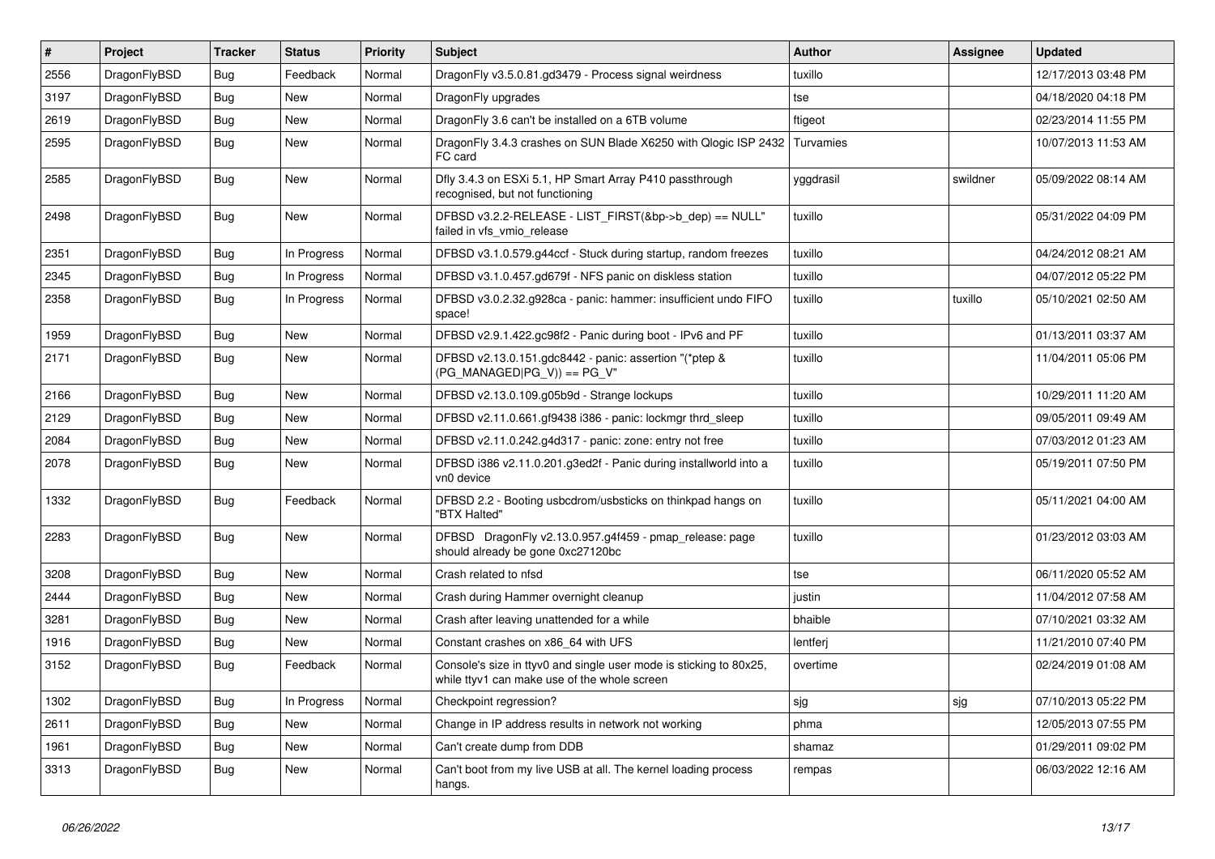| # | Project | Tracker | Status | Priority | Subject | Author | Assignee | Updated |
|---|---|---|---|---|---|---|---|---|
| 2556 | DragonFlyBSD | Bug | Feedback | Normal | DragonFly v3.5.0.81.gd3479 - Process signal weirdness | tuxillo | | 12/17/2013 03:48 PM |
| 3197 | DragonFlyBSD | Bug | New | Normal | DragonFly upgrades | tse | | 04/18/2020 04:18 PM |
| 2619 | DragonFlyBSD | Bug | New | Normal | DragonFly 3.6 can't be installed on a 6TB volume | ftigeot | | 02/23/2014 11:55 PM |
| 2595 | DragonFlyBSD | Bug | New | Normal | DragonFly 3.4.3 crashes on SUN Blade X6250 with Qlogic ISP 2432 FC card | Turvamies | | 10/07/2013 11:53 AM |
| 2585 | DragonFlyBSD | Bug | New | Normal | Dfly 3.4.3 on ESXi 5.1, HP Smart Array P410 passthrough recognised, but not functioning | yggdrasil | swildner | 05/09/2022 08:14 AM |
| 2498 | DragonFlyBSD | Bug | New | Normal | DFBSD v3.2.2-RELEASE - LIST_FIRST(&bp->b_dep) == NULL" failed in vfs_vmio_release | tuxillo | | 05/31/2022 04:09 PM |
| 2351 | DragonFlyBSD | Bug | In Progress | Normal | DFBSD v3.1.0.579.g44ccf - Stuck during startup, random freezes | tuxillo | | 04/24/2012 08:21 AM |
| 2345 | DragonFlyBSD | Bug | In Progress | Normal | DFBSD v3.1.0.457.gd679f - NFS panic on diskless station | tuxillo | | 04/07/2012 05:22 PM |
| 2358 | DragonFlyBSD | Bug | In Progress | Normal | DFBSD v3.0.2.32.g928ca - panic: hammer: insufficient undo FIFO space! | tuxillo | tuxillo | 05/10/2021 02:50 AM |
| 1959 | DragonFlyBSD | Bug | New | Normal | DFBSD v2.9.1.422.gc98f2 - Panic during boot - IPv6 and PF | tuxillo | | 01/13/2011 03:37 AM |
| 2171 | DragonFlyBSD | Bug | New | Normal | DFBSD v2.13.0.151.gdc8442 - panic: assertion "(*ptep & (PG_MANAGED\|PG_V)) == PG_V" | tuxillo | | 11/04/2011 05:06 PM |
| 2166 | DragonFlyBSD | Bug | New | Normal | DFBSD v2.13.0.109.g05b9d - Strange lockups | tuxillo | | 10/29/2011 11:20 AM |
| 2129 | DragonFlyBSD | Bug | New | Normal | DFBSD v2.11.0.661.gf9438 i386 - panic: lockmgr thrd_sleep | tuxillo | | 09/05/2011 09:49 AM |
| 2084 | DragonFlyBSD | Bug | New | Normal | DFBSD v2.11.0.242.g4d317 - panic: zone: entry not free | tuxillo | | 07/03/2012 01:23 AM |
| 2078 | DragonFlyBSD | Bug | New | Normal | DFBSD i386 v2.11.0.201.g3ed2f - Panic during installworld into a vn0 device | tuxillo | | 05/19/2011 07:50 PM |
| 1332 | DragonFlyBSD | Bug | Feedback | Normal | DFBSD 2.2 - Booting usbcdrom/usbsticks on thinkpad hangs on "BTX Halted" | tuxillo | | 05/11/2021 04:00 AM |
| 2283 | DragonFlyBSD | Bug | New | Normal | DFBSD DragonFly v2.13.0.957.g4f459 - pmap_release: page should already be gone 0xc27120bc | tuxillo | | 01/23/2012 03:03 AM |
| 3208 | DragonFlyBSD | Bug | New | Normal | Crash related to nfsd | tse | | 06/11/2020 05:52 AM |
| 2444 | DragonFlyBSD | Bug | New | Normal | Crash during Hammer overnight cleanup | justin | | 11/04/2012 07:58 AM |
| 3281 | DragonFlyBSD | Bug | New | Normal | Crash after leaving unattended for a while | bhaible | | 07/10/2021 03:32 AM |
| 1916 | DragonFlyBSD | Bug | New | Normal | Constant crashes on x86_64 with UFS | lentferj | | 11/21/2010 07:40 PM |
| 3152 | DragonFlyBSD | Bug | Feedback | Normal | Console's size in ttyv0 and single user mode is sticking to 80x25, while ttyv1 can make use of the whole screen | overtime | | 02/24/2019 01:08 AM |
| 1302 | DragonFlyBSD | Bug | In Progress | Normal | Checkpoint regression? | sjg | sjg | 07/10/2013 05:22 PM |
| 2611 | DragonFlyBSD | Bug | New | Normal | Change in IP address results in network not working | phma | | 12/05/2013 07:55 PM |
| 1961 | DragonFlyBSD | Bug | New | Normal | Can't create dump from DDB | shamaz | | 01/29/2011 09:02 PM |
| 3313 | DragonFlyBSD | Bug | New | Normal | Can't boot from my live USB at all. The kernel loading process hangs. | rempas | | 06/03/2022 12:16 AM |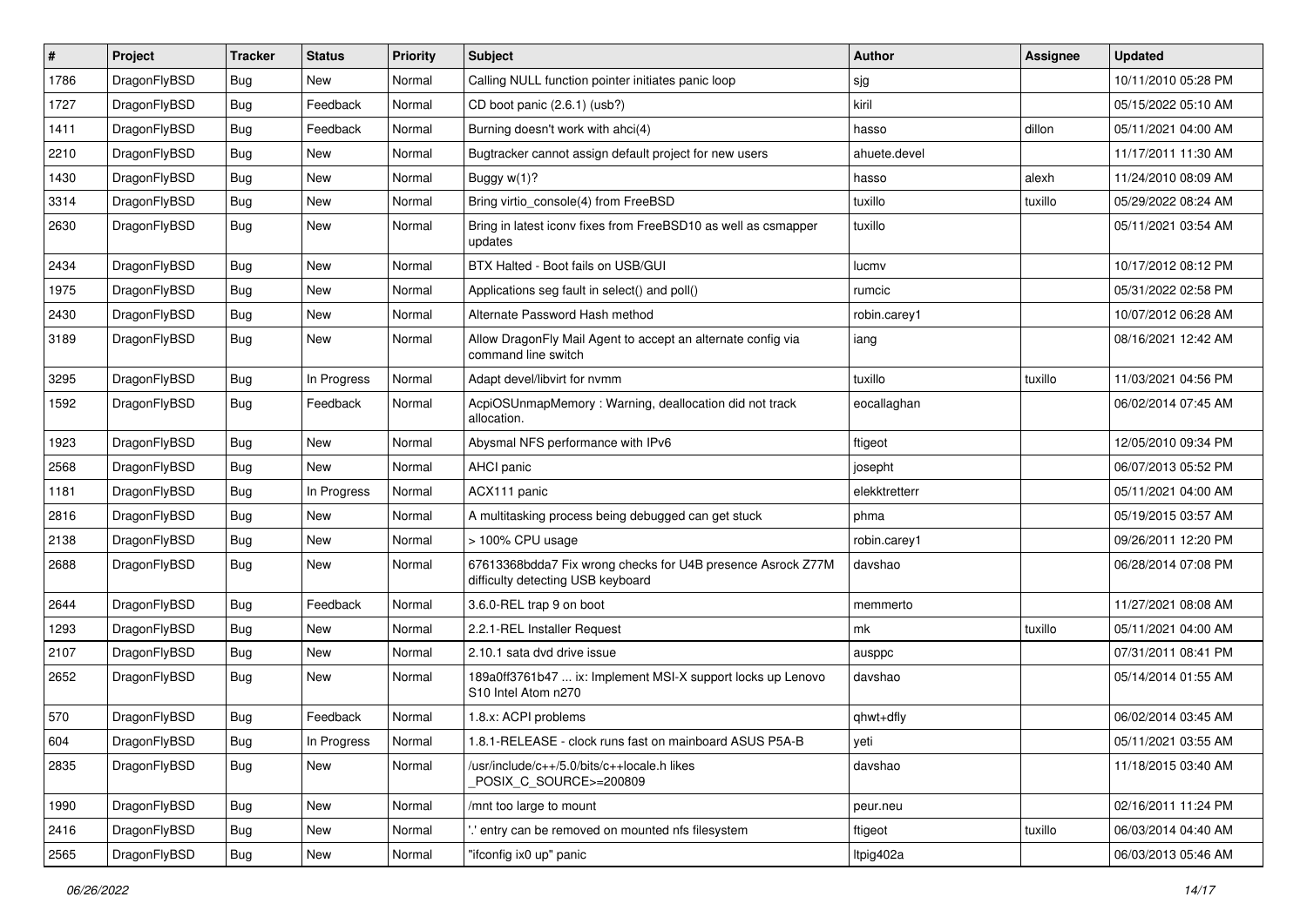| # | Project | Tracker | Status | Priority | Subject | Author | Assignee | Updated |
|---|---|---|---|---|---|---|---|---|
| 1786 | DragonFlyBSD | Bug | New | Normal | Calling NULL function pointer initiates panic loop | sjg | | 10/11/2010 05:28 PM |
| 1727 | DragonFlyBSD | Bug | Feedback | Normal | CD boot panic (2.6.1) (usb?) | kiril | | 05/15/2022 05:10 AM |
| 1411 | DragonFlyBSD | Bug | Feedback | Normal | Burning doesn't work with ahci(4) | hasso | dillon | 05/11/2021 04:00 AM |
| 2210 | DragonFlyBSD | Bug | New | Normal | Bugtracker cannot assign default project for new users | ahuete.devel | | 11/17/2011 11:30 AM |
| 1430 | DragonFlyBSD | Bug | New | Normal | Buggy w(1)? | hasso | alexh | 11/24/2010 08:09 AM |
| 3314 | DragonFlyBSD | Bug | New | Normal | Bring virtio_console(4) from FreeBSD | tuxillo | tuxillo | 05/29/2022 08:24 AM |
| 2630 | DragonFlyBSD | Bug | New | Normal | Bring in latest iconv fixes from FreeBSD10 as well as csmapper updates | tuxillo | | 05/11/2021 03:54 AM |
| 2434 | DragonFlyBSD | Bug | New | Normal | BTX Halted - Boot fails on USB/GUI | lucmv | | 10/17/2012 08:12 PM |
| 1975 | DragonFlyBSD | Bug | New | Normal | Applications seg fault in select() and poll() | rumcic | | 05/31/2022 02:58 PM |
| 2430 | DragonFlyBSD | Bug | New | Normal | Alternate Password Hash method | robin.carey1 | | 10/07/2012 06:28 AM |
| 3189 | DragonFlyBSD | Bug | New | Normal | Allow DragonFly Mail Agent to accept an alternate config via command line switch | iang | | 08/16/2021 12:42 AM |
| 3295 | DragonFlyBSD | Bug | In Progress | Normal | Adapt devel/libvirt for nvmm | tuxillo | tuxillo | 11/03/2021 04:56 PM |
| 1592 | DragonFlyBSD | Bug | Feedback | Normal | AcpiOSUnmapMemory : Warning, deallocation did not track allocation. | eocallaghan | | 06/02/2014 07:45 AM |
| 1923 | DragonFlyBSD | Bug | New | Normal | Abysmal NFS performance with IPv6 | ftigeot | | 12/05/2010 09:34 PM |
| 2568 | DragonFlyBSD | Bug | New | Normal | AHCI panic | josepht | | 06/07/2013 05:52 PM |
| 1181 | DragonFlyBSD | Bug | In Progress | Normal | ACX111 panic | elekktretterr | | 05/11/2021 04:00 AM |
| 2816 | DragonFlyBSD | Bug | New | Normal | A multitasking process being debugged can get stuck | phma | | 05/19/2015 03:57 AM |
| 2138 | DragonFlyBSD | Bug | New | Normal | > 100% CPU usage | robin.carey1 | | 09/26/2011 12:20 PM |
| 2688 | DragonFlyBSD | Bug | New | Normal | 67613368bdda7 Fix wrong checks for U4B presence Asrock Z77M difficulty detecting USB keyboard | davshao | | 06/28/2014 07:08 PM |
| 2644 | DragonFlyBSD | Bug | Feedback | Normal | 3.6.0-REL trap 9 on boot | memmerto | | 11/27/2021 08:08 AM |
| 1293 | DragonFlyBSD | Bug | New | Normal | 2.2.1-REL Installer Request | mk | tuxillo | 05/11/2021 04:00 AM |
| 2107 | DragonFlyBSD | Bug | New | Normal | 2.10.1 sata dvd drive issue | ausppc | | 07/31/2011 08:41 PM |
| 2652 | DragonFlyBSD | Bug | New | Normal | 189a0ff3761b47 ... ix: Implement MSI-X support locks up Lenovo S10 Intel Atom n270 | davshao | | 05/14/2014 01:55 AM |
| 570 | DragonFlyBSD | Bug | Feedback | Normal | 1.8.x: ACPI problems | qhwt+dfly | | 06/02/2014 03:45 AM |
| 604 | DragonFlyBSD | Bug | In Progress | Normal | 1.8.1-RELEASE - clock runs fast on mainboard ASUS P5A-B | yeti | | 05/11/2021 03:55 AM |
| 2835 | DragonFlyBSD | Bug | New | Normal | /usr/include/c++/5.0/bits/c++locale.h likes _POSIX_C_SOURCE>=200809 | davshao | | 11/18/2015 03:40 AM |
| 1990 | DragonFlyBSD | Bug | New | Normal | /mnt too large to mount | peur.neu | | 02/16/2011 11:24 PM |
| 2416 | DragonFlyBSD | Bug | New | Normal | '.' entry can be removed on mounted nfs filesystem | ftigeot | tuxillo | 06/03/2014 04:40 AM |
| 2565 | DragonFlyBSD | Bug | New | Normal | "ifconfig ix0 up" panic | ltpig402a | | 06/03/2013 05:46 AM |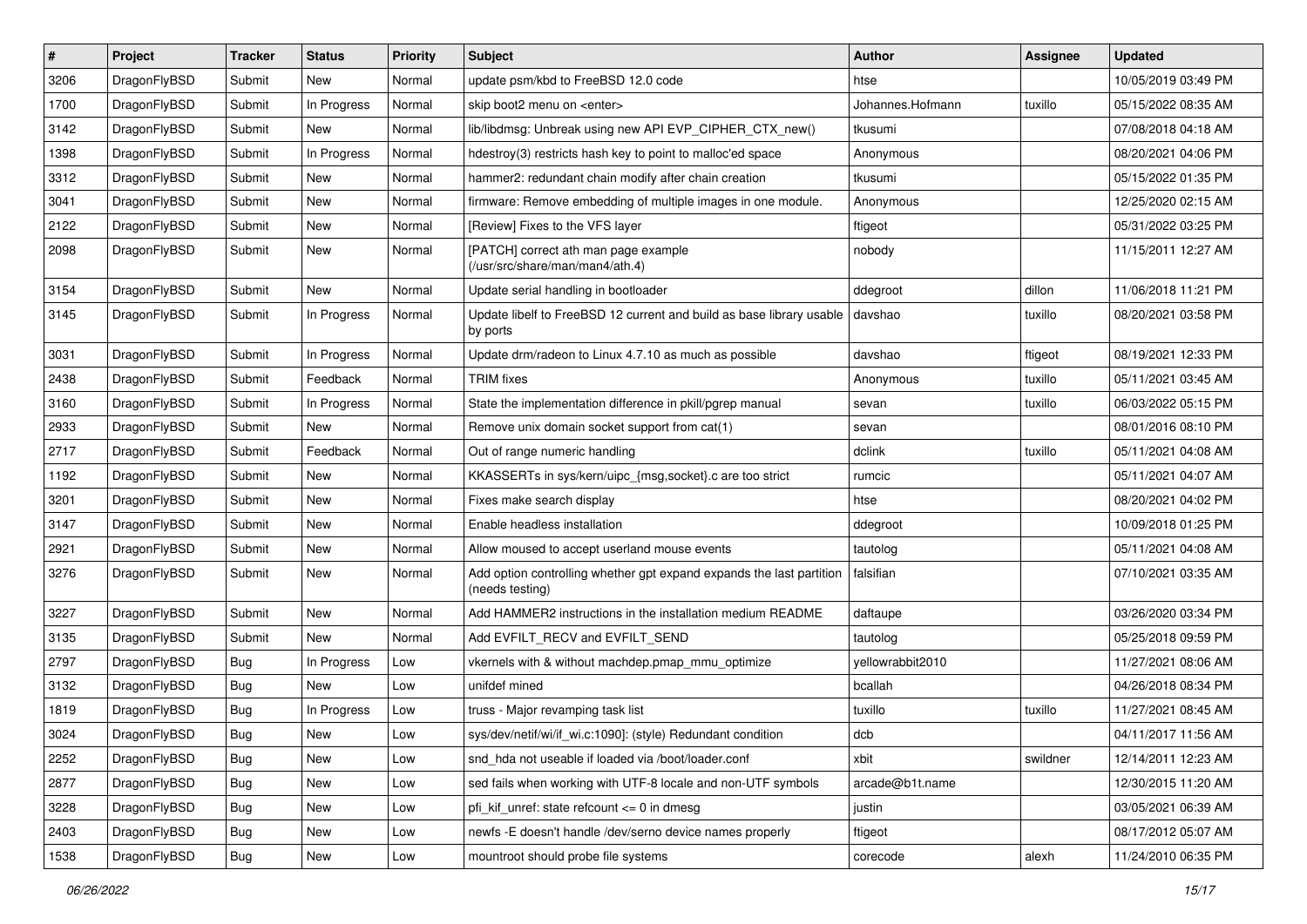| # | Project | Tracker | Status | Priority | Subject | Author | Assignee | Updated |
|---|---|---|---|---|---|---|---|---|
| 3206 | DragonFlyBSD | Submit | New | Normal | update psm/kbd to FreeBSD 12.0 code | htse | | 10/05/2019 03:49 PM |
| 1700 | DragonFlyBSD | Submit | In Progress | Normal | skip boot2 menu on <enter> | Johannes.Hofmann | tuxillo | 05/15/2022 08:35 AM |
| 3142 | DragonFlyBSD | Submit | New | Normal | lib/libdmsg: Unbreak using new API EVP_CIPHER_CTX_new() | tkusumi | | 07/08/2018 04:18 AM |
| 1398 | DragonFlyBSD | Submit | In Progress | Normal | hdestroy(3) restricts hash key to point to malloc'ed space | Anonymous | | 08/20/2021 04:06 PM |
| 3312 | DragonFlyBSD | Submit | New | Normal | hammer2: redundant chain modify after chain creation | tkusumi | | 05/15/2022 01:35 PM |
| 3041 | DragonFlyBSD | Submit | New | Normal | firmware: Remove embedding of multiple images in one module. | Anonymous | | 12/25/2020 02:15 AM |
| 2122 | DragonFlyBSD | Submit | New | Normal | [Review] Fixes to the VFS layer | ftigeot | | 05/31/2022 03:25 PM |
| 2098 | DragonFlyBSD | Submit | New | Normal | [PATCH] correct ath man page example (/usr/src/share/man/man4/ath.4) | nobody | | 11/15/2011 12:27 AM |
| 3154 | DragonFlyBSD | Submit | New | Normal | Update serial handling in bootloader | ddegroot | dillon | 11/06/2018 11:21 PM |
| 3145 | DragonFlyBSD | Submit | In Progress | Normal | Update libelf to FreeBSD 12 current and build as base library usable by ports | davshao | tuxillo | 08/20/2021 03:58 PM |
| 3031 | DragonFlyBSD | Submit | In Progress | Normal | Update drm/radeon to Linux 4.7.10 as much as possible | davshao | ftigeot | 08/19/2021 12:33 PM |
| 2438 | DragonFlyBSD | Submit | Feedback | Normal | TRIM fixes | Anonymous | tuxillo | 05/11/2021 03:45 AM |
| 3160 | DragonFlyBSD | Submit | In Progress | Normal | State the implementation difference in pkill/pgrep manual | sevan | tuxillo | 06/03/2022 05:15 PM |
| 2933 | DragonFlyBSD | Submit | New | Normal | Remove unix domain socket support from cat(1) | sevan | | 08/01/2016 08:10 PM |
| 2717 | DragonFlyBSD | Submit | Feedback | Normal | Out of range numeric handling | dclink | tuxillo | 05/11/2021 04:08 AM |
| 1192 | DragonFlyBSD | Submit | New | Normal | KKASSERTs in sys/kern/uipc_{msg,socket}.c are too strict | rumcic | | 05/11/2021 04:07 AM |
| 3201 | DragonFlyBSD | Submit | New | Normal | Fixes make search display | htse | | 08/20/2021 04:02 PM |
| 3147 | DragonFlyBSD | Submit | New | Normal | Enable headless installation | ddegroot | | 10/09/2018 01:25 PM |
| 2921 | DragonFlyBSD | Submit | New | Normal | Allow moused to accept userland mouse events | tautolog | | 05/11/2021 04:08 AM |
| 3276 | DragonFlyBSD | Submit | New | Normal | Add option controlling whether gpt expand expands the last partition (needs testing) | falsifian | | 07/10/2021 03:35 AM |
| 3227 | DragonFlyBSD | Submit | New | Normal | Add HAMMER2 instructions in the installation medium README | daftaupe | | 03/26/2020 03:34 PM |
| 3135 | DragonFlyBSD | Submit | New | Normal | Add EVFILT_RECV and EVFILT_SEND | tautolog | | 05/25/2018 09:59 PM |
| 2797 | DragonFlyBSD | Bug | In Progress | Low | vkernels with & without machdep.pmap_mmu_optimize | yellowrabbit2010 | | 11/27/2021 08:06 AM |
| 3132 | DragonFlyBSD | Bug | New | Low | unifdef mined | bcallah | | 04/26/2018 08:34 PM |
| 1819 | DragonFlyBSD | Bug | In Progress | Low | truss - Major revamping task list | tuxillo | tuxillo | 11/27/2021 08:45 AM |
| 3024 | DragonFlyBSD | Bug | New | Low | sys/dev/netif/wi/if_wi.c:1090]: (style) Redundant condition | dcb | | 04/11/2017 11:56 AM |
| 2252 | DragonFlyBSD | Bug | New | Low | snd_hda not useable if loaded via /boot/loader.conf | xbit | swildner | 12/14/2011 12:23 AM |
| 2877 | DragonFlyBSD | Bug | New | Low | sed fails when working with UTF-8 locale and non-UTF symbols | arcade@b1t.name | | 12/30/2015 11:20 AM |
| 3228 | DragonFlyBSD | Bug | New | Low | pfi_kif_unref: state refcount <= 0 in dmesg | justin | | 03/05/2021 06:39 AM |
| 2403 | DragonFlyBSD | Bug | New | Low | newfs -E doesn't handle /dev/serno device names properly | ftigeot | | 08/17/2012 05:07 AM |
| 1538 | DragonFlyBSD | Bug | New | Low | mountroot should probe file systems | corecode | alexh | 11/24/2010 06:35 PM |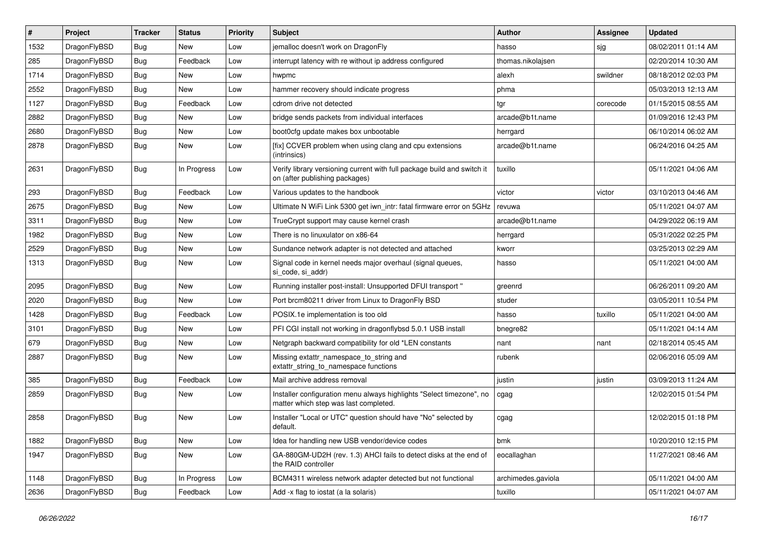| # | Project | Tracker | Status | Priority | Subject | Author | Assignee | Updated |
|---|---|---|---|---|---|---|---|---|
| 1532 | DragonFlyBSD | Bug | New | Low | jemalloc doesn't work on DragonFly | hasso | sjg | 08/02/2011 01:14 AM |
| 285 | DragonFlyBSD | Bug | Feedback | Low | interrupt latency with re without ip address configured | thomas.nikolajsen | | 02/20/2014 10:30 AM |
| 1714 | DragonFlyBSD | Bug | New | Low | hwpmc | alexh | swildner | 08/18/2012 02:03 PM |
| 2552 | DragonFlyBSD | Bug | New | Low | hammer recovery should indicate progress | phma | | 05/03/2013 12:13 AM |
| 1127 | DragonFlyBSD | Bug | Feedback | Low | cdrom drive not detected | tgr | corecode | 01/15/2015 08:55 AM |
| 2882 | DragonFlyBSD | Bug | New | Low | bridge sends packets from individual interfaces | arcade@b1t.name | | 01/09/2016 12:43 PM |
| 2680 | DragonFlyBSD | Bug | New | Low | boot0cfg update makes box unbootable | herrgard | | 06/10/2014 06:02 AM |
| 2878 | DragonFlyBSD | Bug | New | Low | [fix] CCVER problem when using clang and cpu extensions (intrinsics) | arcade@b1t.name | | 06/24/2016 04:25 AM |
| 2631 | DragonFlyBSD | Bug | In Progress | Low | Verify library versioning current with full package build and switch it on (after publishing packages) | tuxillo | | 05/11/2021 04:06 AM |
| 293 | DragonFlyBSD | Bug | Feedback | Low | Various updates to the handbook | victor | victor | 03/10/2013 04:46 AM |
| 2675 | DragonFlyBSD | Bug | New | Low | Ultimate N WiFi Link 5300 get iwn_intr: fatal firmware error on 5GHz | revuwa | | 05/11/2021 04:07 AM |
| 3311 | DragonFlyBSD | Bug | New | Low | TrueCrypt support may cause kernel crash | arcade@b1t.name | | 04/29/2022 06:19 AM |
| 1982 | DragonFlyBSD | Bug | New | Low | There is no linuxulator on x86-64 | herrgard | | 05/31/2022 02:25 PM |
| 2529 | DragonFlyBSD | Bug | New | Low | Sundance network adapter is not detected and attached | kworr | | 03/25/2013 02:29 AM |
| 1313 | DragonFlyBSD | Bug | New | Low | Signal code in kernel needs major overhaul (signal queues, si_code, si_addr) | hasso | | 05/11/2021 04:00 AM |
| 2095 | DragonFlyBSD | Bug | New | Low | Running installer post-install: Unsupported DFUI transport " | greenrd | | 06/26/2011 09:20 AM |
| 2020 | DragonFlyBSD | Bug | New | Low | Port brcm80211 driver from Linux to DragonFly BSD | studer | | 03/05/2011 10:54 PM |
| 1428 | DragonFlyBSD | Bug | Feedback | Low | POSIX.1e implementation is too old | hasso | tuxillo | 05/11/2021 04:00 AM |
| 3101 | DragonFlyBSD | Bug | New | Low | PFI CGI install not working in dragonflybsd 5.0.1 USB install | bnegre82 | | 05/11/2021 04:14 AM |
| 679 | DragonFlyBSD | Bug | New | Low | Netgraph backward compatibility for old *LEN constants | nant | nant | 02/18/2014 05:45 AM |
| 2887 | DragonFlyBSD | Bug | New | Low | Missing extattr_namespace_to_string and extattr_string_to_namespace functions | rubenk | | 02/06/2016 05:09 AM |
| 385 | DragonFlyBSD | Bug | Feedback | Low | Mail archive address removal | justin | justin | 03/09/2013 11:24 AM |
| 2859 | DragonFlyBSD | Bug | New | Low | Installer configuration menu always highlights "Select timezone", no matter which step was last completed. | cgag | | 12/02/2015 01:54 PM |
| 2858 | DragonFlyBSD | Bug | New | Low | Installer "Local or UTC" question should have "No" selected by default. | cgag | | 12/02/2015 01:18 PM |
| 1882 | DragonFlyBSD | Bug | New | Low | Idea for handling new USB vendor/device codes | bmk | | 10/20/2010 12:15 PM |
| 1947 | DragonFlyBSD | Bug | New | Low | GA-880GM-UD2H (rev. 1.3) AHCI fails to detect disks at the end of the RAID controller | eocallaghan | | 11/27/2021 08:46 AM |
| 1148 | DragonFlyBSD | Bug | In Progress | Low | BCM4311 wireless network adapter detected but not functional | archimedes.gaviola | | 05/11/2021 04:00 AM |
| 2636 | DragonFlyBSD | Bug | Feedback | Low | Add -x flag to iostat (a la solaris) | tuxillo | | 05/11/2021 04:07 AM |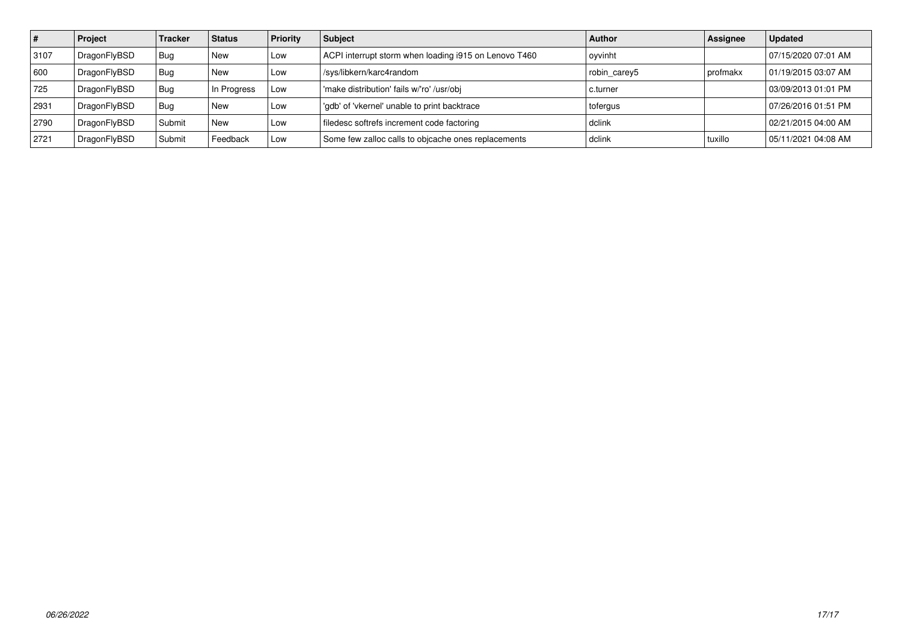| # | Project | Tracker | Status | Priority | Subject | Author | Assignee | Updated |
|---|---|---|---|---|---|---|---|---|
| 3107 | DragonFlyBSD | Bug | New | Low | ACPI interrupt storm when loading i915 on Lenovo T460 | oyvinht | | 07/15/2020 07:01 AM |
| 600 | DragonFlyBSD | Bug | New | Low | /sys/libkern/karc4random | robin_carey5 | profmakx | 01/19/2015 03:07 AM |
| 725 | DragonFlyBSD | Bug | In Progress | Low | 'make distribution' fails w/'ro' /usr/obj | c.turner | | 03/09/2013 01:01 PM |
| 2931 | DragonFlyBSD | Bug | New | Low | 'gdb' of 'vkernel' unable to print backtrace | tofergus | | 07/26/2016 01:51 PM |
| 2790 | DragonFlyBSD | Submit | New | Low | filedesc softrefs increment code factoring | dclink | | 02/21/2015 04:00 AM |
| 2721 | DragonFlyBSD | Submit | Feedback | Low | Some few zalloc calls to objcache ones replacements | dclink | tuxillo | 05/11/2021 04:08 AM |